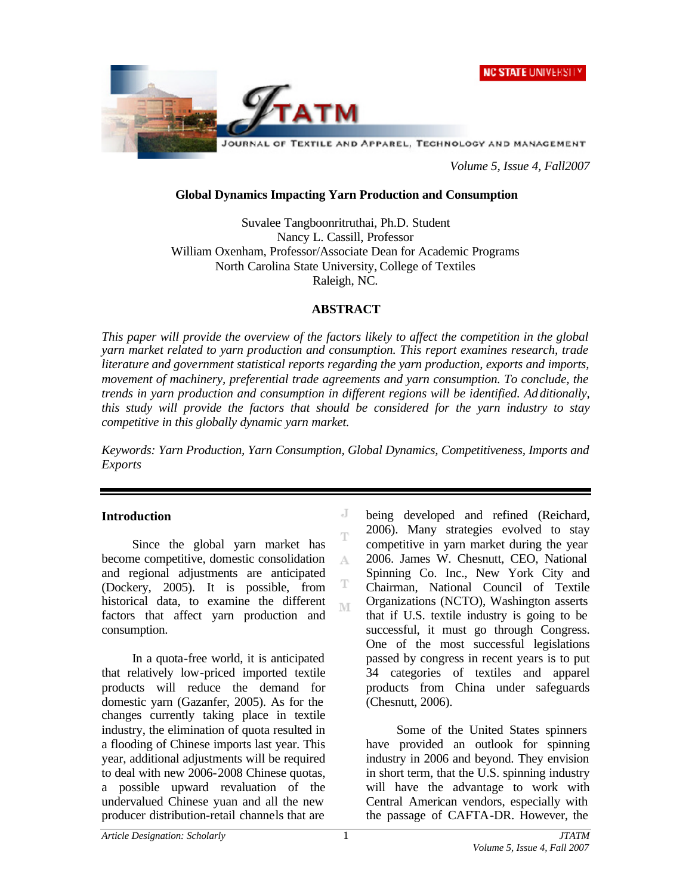# Global Dynamics Impacting Yarn Production and Consumption

Suvalee Tangboonritruthai, Ph.D. Student
Nancy L. Cassill, Professor
William Oxenham, Professor/Associate Dean for Academic Programs
North Carolina State University, College of Textiles
Raleigh, NC.

## ABSTRACT

*This paper will provide the overview of the factors likely to affect the competition in the global yarn market related to yarn production and consumption. This report examines research, trade literature and government statistical reports regarding the yarn production, exports and imports, movement of machinery, preferential trade agreements and yarn consumption. To conclude, the trends in yarn production and consumption in different regions will be identified. Additionally, this study will provide the factors that should be considered for the yarn industry to stay competitive in this globally dynamic yarn market.*

*Keywords: Yarn Production, Yarn Consumption, Global Dynamics, Competitiveness, Imports and Exports*

## Introduction

Since the global yarn market has become competitive, domestic consolidation and regional adjustments are anticipated (Dockery, 2005). It is possible, from historical data, to examine the different factors that affect yarn production and consumption.

In a quota-free world, it is anticipated that relatively low-priced imported textile products will reduce the demand for domestic yarn (Gazanfer, 2005). As for the changes currently taking place in textile industry, the elimination of quota resulted in a flooding of Chinese imports last year. This year, additional adjustments will be required to deal with new 2006-2008 Chinese quotas, a possible upward revaluation of the undervalued Chinese yuan and all the new producer distribution-retail channels that are being developed and refined (Reichard, 2006). Many strategies evolved to stay competitive in yarn market during the year 2006. James W. Chesnutt, CEO, National Spinning Co. Inc., New York City and Chairman, National Council of Textile Organizations (NCTO), Washington asserts that if U.S. textile industry is going to be successful, it must go through Congress. One of the most successful legislations passed by congress in recent years is to put 34 categories of textiles and apparel products from China under safeguards (Chesnutt, 2006).

Some of the United States spinners have provided an outlook for spinning industry in 2006 and beyond. They envision in short term, that the U.S. spinning industry will have the advantage to work with Central American vendors, especially with the passage of CAFTA-DR. However, the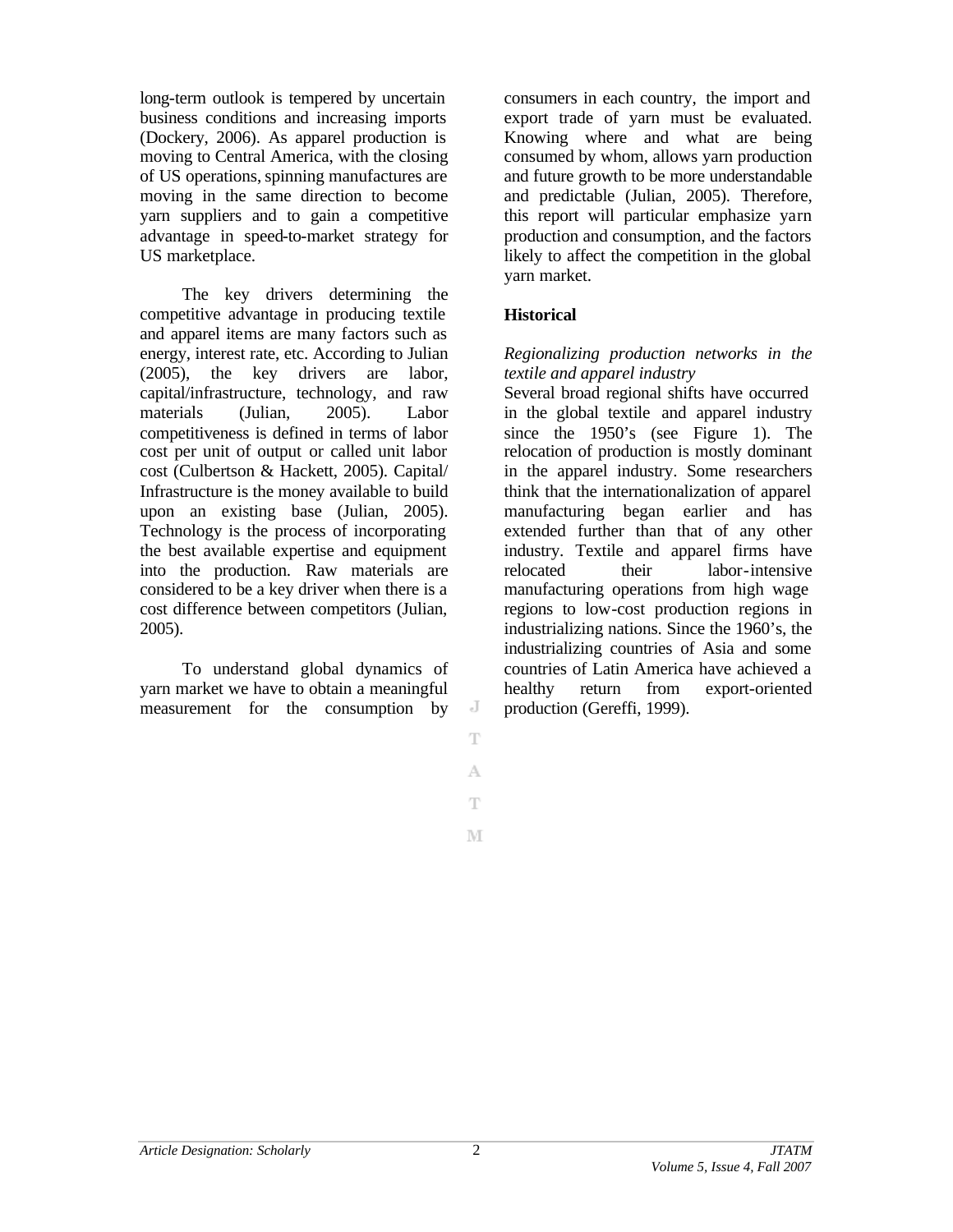long-term outlook is tempered by uncertain business conditions and increasing imports (Dockery, 2006). As apparel production is moving to Central America, with the closing of US operations, spinning manufactures are moving in the same direction to become yarn suppliers and to gain a competitive advantage in speed-to-market strategy for US marketplace.

The key drivers determining the competitive advantage in producing textile and apparel items are many factors such as energy, interest rate, etc. According to Julian (2005), the key drivers are labor, capital/infrastructure, technology, and raw materials (Julian, 2005). Labor competitiveness is defined in terms of labor cost per unit of output or called unit labor cost (Culbertson & Hackett, 2005). Capital/ Infrastructure is the money available to build upon an existing base (Julian, 2005). Technology is the process of incorporating the best available expertise and equipment into the production. Raw materials are considered to be a key driver when there is a cost difference between competitors (Julian, 2005).

To understand global dynamics of yarn market we have to obtain a meaningful measurement for the consumption by consumers in each country, the import and export trade of yarn must be evaluated. Knowing where and what are being consumed by whom, allows yarn production and future growth to be more understandable and predictable (Julian, 2005). Therefore, this report will particular emphasize yarn production and consumption, and the factors likely to affect the competition in the global yarn market.

## Historical

*Regionalizing production networks in the textile and apparel industry*

Several broad regional shifts have occurred in the global textile and apparel industry since the 1950's (see Figure 1). The relocation of production is mostly dominant in the apparel industry. Some researchers think that the internationalization of apparel manufacturing began earlier and has extended further than that of any other industry. Textile and apparel firms have relocated their labor-intensive manufacturing operations from high wage regions to low-cost production regions in industrializing nations. Since the 1960's, the industrializing countries of Asia and some countries of Latin America have achieved a healthy return from export-oriented production (Gereffi, 1999).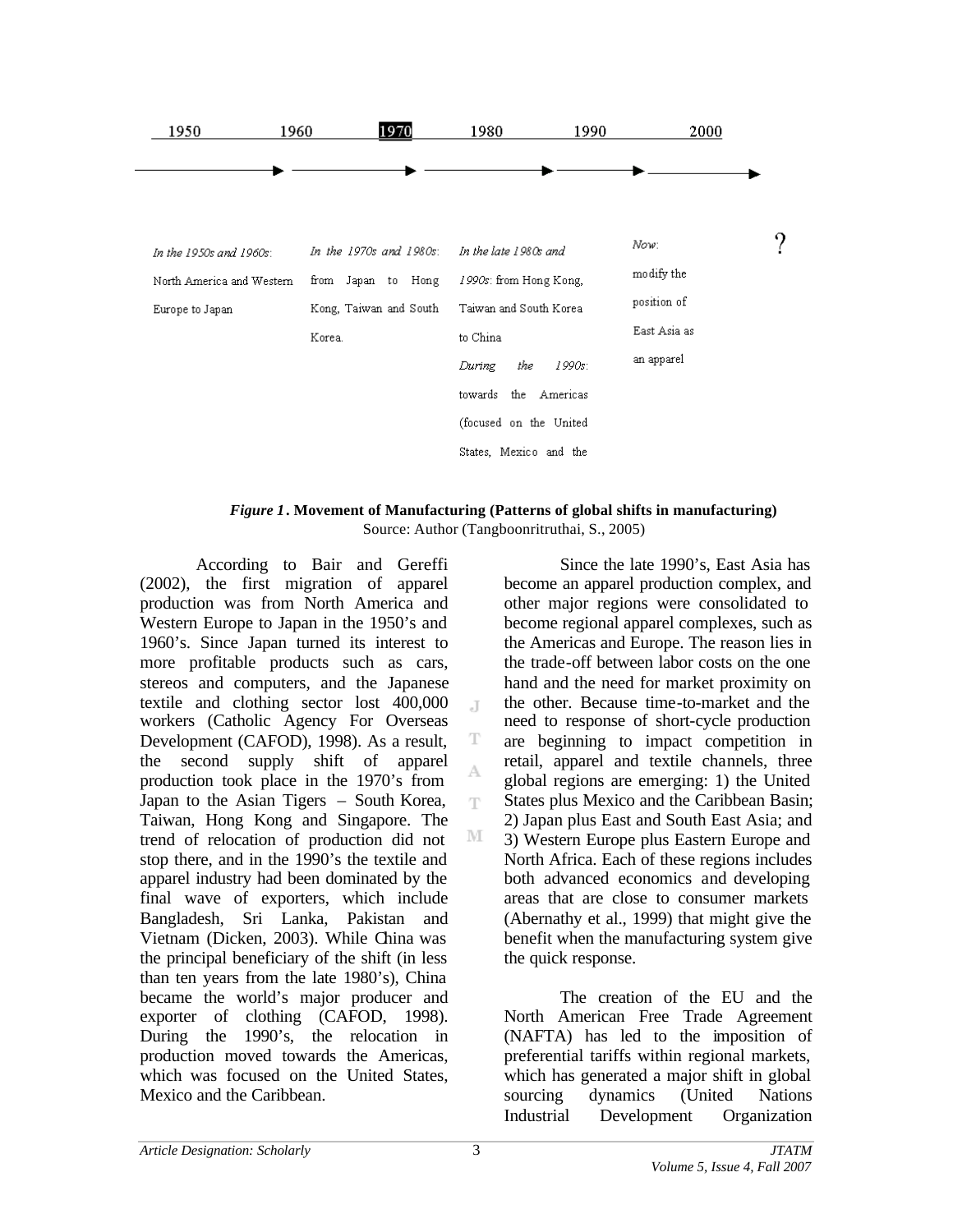| 1950 | 1960 | 1970 | 1980 | 1990 | 2000 |
|---|---|---|---|---|---|

| *In the 1950s and 1960s*: North America and Western Europe to Japan | *In the 1970s and 1980s*: from Japan to Hong Kong, Taiwan and South Korea. | *In the late 1980s and 1990s*: from Hong Kong, Taiwan and South Korea to China *During the 1990s*: towards the Americas (focused on the United States, Mexico and the | *Now*: modify the position of East Asia as an apparel | ? |
|---|---|---|---|---|

***Figure 1*. Movement of Manufacturing (Patterns of global shifts in manufacturing)**
Source: Author (Tangboonritruthai, S., 2005)

According to Bair and Gereffi (2002), the first migration of apparel production was from North America and Western Europe to Japan in the 1950's and 1960's. Since Japan turned its interest to more profitable products such as cars, stereos and computers, and the Japanese textile and clothing sector lost 400,000 workers (Catholic Agency For Overseas Development (CAFOD), 1998). As a result, the second supply shift of apparel production took place in the 1970's from Japan to the Asian Tigers – South Korea, Taiwan, Hong Kong and Singapore. The trend of relocation of production did not stop there, and in the 1990's the textile and apparel industry had been dominated by the final wave of exporters, which include Bangladesh, Sri Lanka, Pakistan and Vietnam (Dicken, 2003). While China was the principal beneficiary of the shift (in less than ten years from the late 1980's), China became the world's major producer and exporter of clothing (CAFOD, 1998). During the 1990's, the relocation in production moved towards the Americas, which was focused on the United States, Mexico and the Caribbean.

Since the late 1990's, East Asia has become an apparel production complex, and other major regions were consolidated to become regional apparel complexes, such as the Americas and Europe. The reason lies in the trade-off between labor costs on the one hand and the need for market proximity on the other. Because time-to-market and the need to response of short-cycle production are beginning to impact competition in retail, apparel and textile channels, three global regions are emerging: 1) the United States plus Mexico and the Caribbean Basin; 2) Japan plus East and South East Asia; and 3) Western Europe plus Eastern Europe and North Africa. Each of these regions includes both advanced economics and developing areas that are close to consumer markets (Abernathy et al., 1999) that might give the benefit when the manufacturing system give the quick response.

The creation of the EU and the North American Free Trade Agreement (NAFTA) has led to the imposition of preferential tariffs within regional markets, which has generated a major shift in global sourcing dynamics (United Nations Industrial Development Organization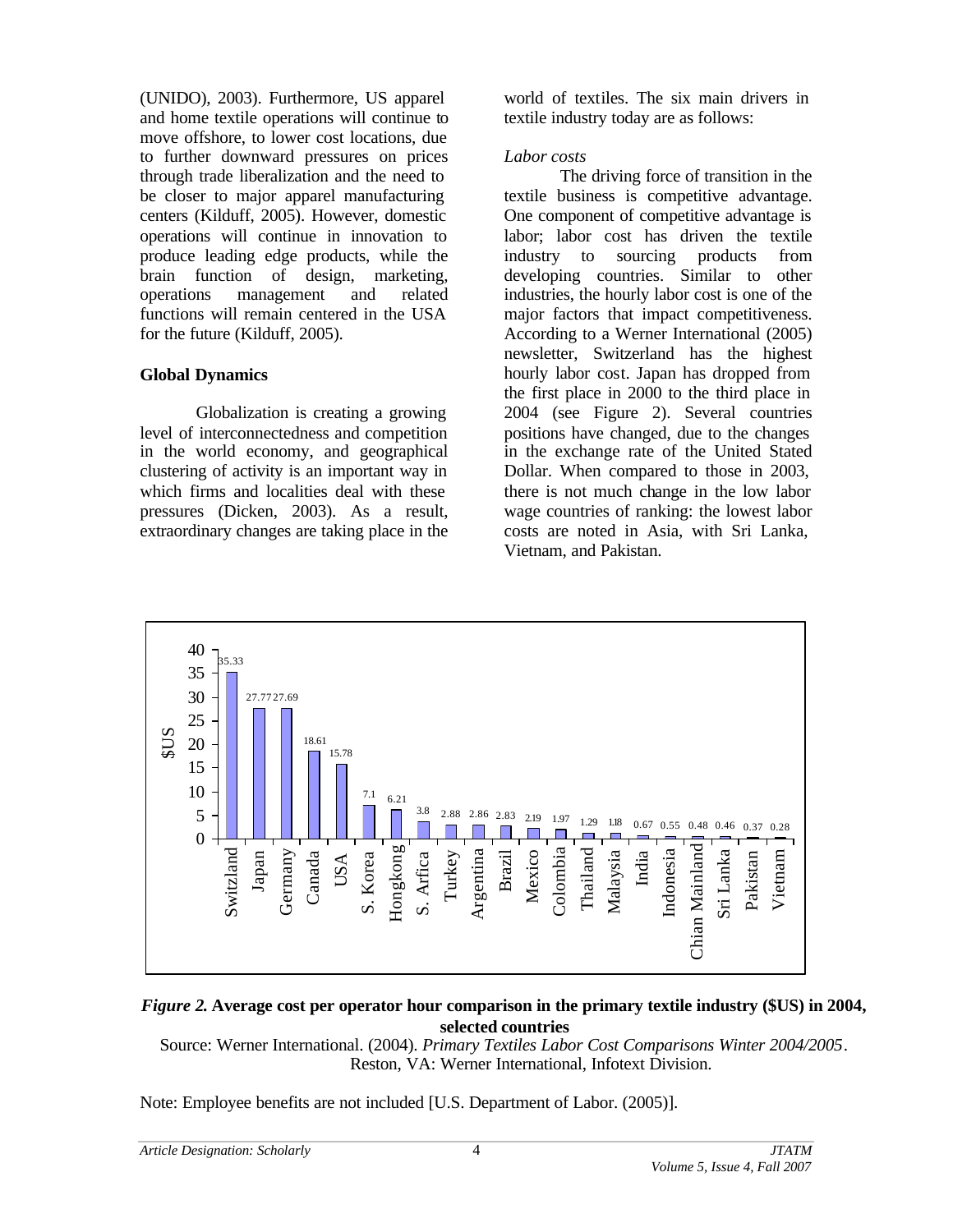(UNIDO), 2003). Furthermore, US apparel and home textile operations will continue to move offshore, to lower cost locations, due to further downward pressures on prices through trade liberalization and the need to be closer to major apparel manufacturing centers (Kilduff, 2005). However, domestic operations will continue in innovation to produce leading edge products, while the brain function of design, marketing, operations management and related functions will remain centered in the USA for the future (Kilduff, 2005).

## Global Dynamics

Globalization is creating a growing level of interconnectedness and competition in the world economy, and geographical clustering of activity is an important way in which firms and localities deal with these pressures (Dicken, 2003). As a result, extraordinary changes are taking place in the world of textiles. The six main drivers in textile industry today are as follows:

*Labor costs*

The driving force of transition in the textile business is competitive advantage. One component of competitive advantage is labor; labor cost has driven the textile industry to sourcing products from developing countries. Similar to other industries, the hourly labor cost is one of the major factors that impact competitiveness. According to a Werner International (2005) newsletter, Switzerland has the highest hourly labor cost. Japan has dropped from the first place in 2000 to the third place in 2004 (see Figure 2). Several countries positions have changed, due to the changes in the exchange rate of the United Stated Dollar. When compared to those in 2003, there is not much change in the low labor wage countries of ranking: the lowest labor costs are noted in Asia, with Sri Lanka, Vietnam, and Pakistan.

| Country | $US |
|---|---|
| Switzerland | 35.33 |
| Japan | 27.77 |
| Germany | 27.69 |
| Canada | 18.61 |
| USA | 15.78 |
| S. Korea | 7.1 |
| Hongkong | 6.21 |
| S. Arfica | 3.8 |
| Turkey | 2.88 |
| Argentina | 2.86 |
| Brazil | 2.83 |
| Mexico | 2.19 |
| Colombia | 1.97 |
| Thailand | 1.29 |
| Malaysia | 1.18 |
| India | 0.67 |
| Indonesia | 0.55 |
| Chian Mainland | 0.48 |
| Sri Lanka | 0.46 |
| Pakistan | 0.37 |
| Vietnam | 0.28 |

***Figure 2.*** **Average cost per operator hour comparison in the primary textile industry ($US) in 2004, selected countries**

Source: Werner International. (2004). *Primary Textiles Labor Cost Comparisons Winter 2004/2005*. Reston, VA: Werner International, Infotext Division.

Note: Employee benefits are not included [U.S. Department of Labor. (2005)].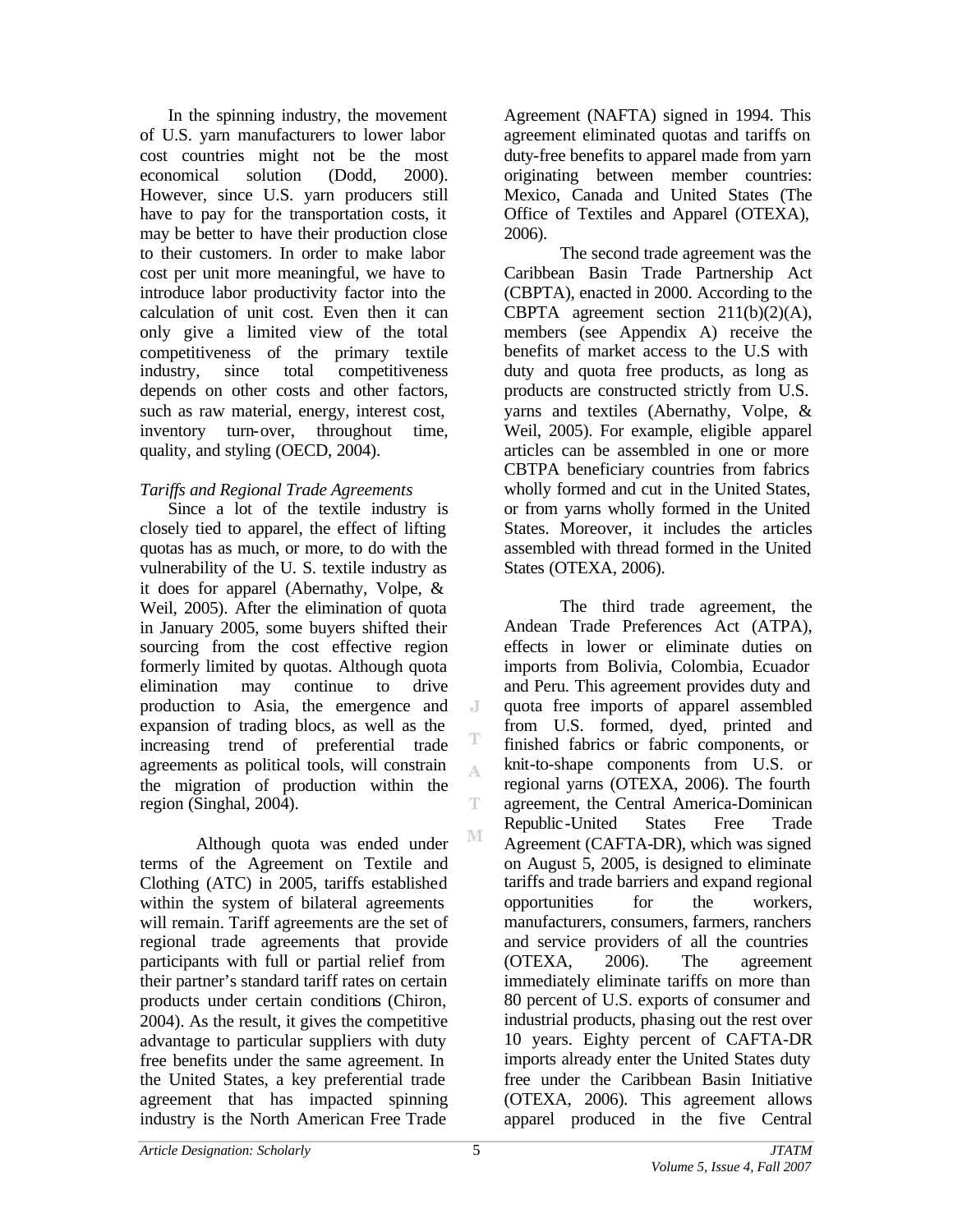In the spinning industry, the movement of U.S. yarn manufacturers to lower labor cost countries might not be the most economical solution (Dodd, 2000). However, since U.S. yarn producers still have to pay for the transportation costs, it may be better to have their production close to their customers. In order to make labor cost per unit more meaningful, we have to introduce labor productivity factor into the calculation of unit cost. Even then it can only give a limited view of the total competitiveness of the primary textile industry, since total competitiveness depends on other costs and other factors, such as raw material, energy, interest cost, inventory turn-over, throughout time, quality, and styling (OECD, 2004).

*Tariffs and Regional Trade Agreements*

Since a lot of the textile industry is closely tied to apparel, the effect of lifting quotas has as much, or more, to do with the vulnerability of the U. S. textile industry as it does for apparel (Abernathy, Volpe, & Weil, 2005). After the elimination of quota in January 2005, some buyers shifted their sourcing from the cost effective region formerly limited by quotas. Although quota elimination may continue to drive production to Asia, the emergence and expansion of trading blocs, as well as the increasing trend of preferential trade agreements as political tools, will constrain the migration of production within the region (Singhal, 2004).

Although quota was ended under terms of the Agreement on Textile and Clothing (ATC) in 2005, tariffs established within the system of bilateral agreements will remain. Tariff agreements are the set of regional trade agreements that provide participants with full or partial relief from their partner's standard tariff rates on certain products under certain conditions (Chiron, 2004). As the result, it gives the competitive advantage to particular suppliers with duty free benefits under the same agreement. In the United States, a key preferential trade agreement that has impacted spinning industry is the North American Free Trade Agreement (NAFTA) signed in 1994. This agreement eliminated quotas and tariffs on duty-free benefits to apparel made from yarn originating between member countries: Mexico, Canada and United States (The Office of Textiles and Apparel (OTEXA), 2006).

The second trade agreement was the Caribbean Basin Trade Partnership Act (CBPTA), enacted in 2000. According to the CBPTA agreement section 211(b)(2)(A), members (see Appendix A) receive the benefits of market access to the U.S with duty and quota free products, as long as products are constructed strictly from U.S. yarns and textiles (Abernathy, Volpe, & Weil, 2005). For example, eligible apparel articles can be assembled in one or more CBTPA beneficiary countries from fabrics wholly formed and cut in the United States, or from yarns wholly formed in the United States. Moreover, it includes the articles assembled with thread formed in the United States (OTEXA, 2006).

The third trade agreement, the Andean Trade Preferences Act (ATPA), effects in lower or eliminate duties on imports from Bolivia, Colombia, Ecuador and Peru. This agreement provides duty and quota free imports of apparel assembled from U.S. formed, dyed, printed and finished fabrics or fabric components, or knit-to-shape components from U.S. or regional yarns (OTEXA, 2006). The fourth agreement, the Central America-Dominican Republic-United States Free Trade Agreement (CAFTA-DR), which was signed on August 5, 2005, is designed to eliminate tariffs and trade barriers and expand regional opportunities for the workers, manufacturers, consumers, farmers, ranchers and service providers of all the countries (OTEXA, 2006). The agreement immediately eliminate tariffs on more than 80 percent of U.S. exports of consumer and industrial products, phasing out the rest over 10 years. Eighty percent of CAFTA-DR imports already enter the United States duty free under the Caribbean Basin Initiative (OTEXA, 2006). This agreement allows apparel produced in the five Central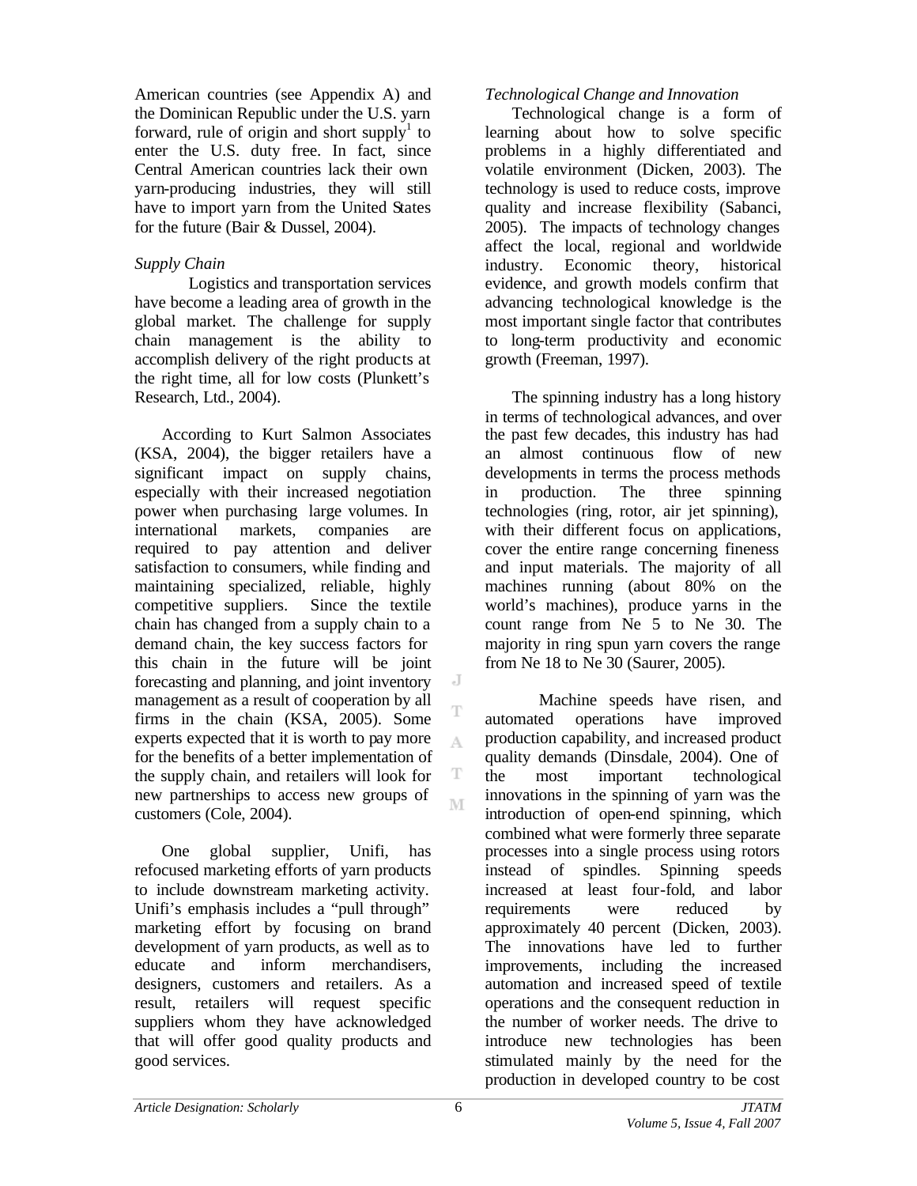American countries (see Appendix A) and the Dominican Republic under the U.S. yarn forward, rule of origin and short supply[1] to enter the U.S. duty free. In fact, since Central American countries lack their own yarn-producing industries, they will still have to import yarn from the United States for the future (Bair & Dussel, 2004).

### *Supply Chain*

Logistics and transportation services have become a leading area of growth in the global market. The challenge for supply chain management is the ability to accomplish delivery of the right products at the right time, all for low costs (Plunkett's Research, Ltd., 2004).

According to Kurt Salmon Associates (KSA, 2004), the bigger retailers have a significant impact on supply chains, especially with their increased negotiation power when purchasing large volumes. In international markets, companies are required to pay attention and deliver satisfaction to consumers, while finding and maintaining specialized, reliable, highly competitive suppliers. Since the textile chain has changed from a supply chain to a demand chain, the key success factors for this chain in the future will be joint forecasting and planning, and joint inventory management as a result of cooperation by all firms in the chain (KSA, 2005). Some experts expected that it is worth to pay more for the benefits of a better implementation of the supply chain, and retailers will look for new partnerships to access new groups of customers (Cole, 2004).

One global supplier, Unifi, has refocused marketing efforts of yarn products to include downstream marketing activity. Unifi's emphasis includes a "pull through" marketing effort by focusing on brand development of yarn products, as well as to educate and inform merchandisers, designers, customers and retailers. As a result, retailers will request specific suppliers whom they have acknowledged that will offer good quality products and good services.

### *Technological Change and Innovation*

Technological change is a form of learning about how to solve specific problems in a highly differentiated and volatile environment (Dicken, 2003). The technology is used to reduce costs, improve quality and increase flexibility (Sabanci, 2005). The impacts of technology changes affect the local, regional and worldwide industry. Economic theory, historical evidence, and growth models confirm that advancing technological knowledge is the most important single factor that contributes to long-term productivity and economic growth (Freeman, 1997).

The spinning industry has a long history in terms of technological advances, and over the past few decades, this industry has had an almost continuous flow of new developments in terms the process methods in production. The three spinning technologies (ring, rotor, air jet spinning), with their different focus on applications, cover the entire range concerning fineness and input materials. The majority of all machines running (about 80% on the world's machines), produce yarns in the count range from Ne 5 to Ne 30. The majority in ring spun yarn covers the range from Ne 18 to Ne 30 (Saurer, 2005).

Machine speeds have risen, and automated operations have improved production capability, and increased product quality demands (Dinsdale, 2004). One of the most important technological innovations in the spinning of yarn was the introduction of open-end spinning, which combined what were formerly three separate processes into a single process using rotors instead of spindles. Spinning speeds increased at least four-fold, and labor requirements were reduced by approximately 40 percent (Dicken, 2003). The innovations have led to further improvements, including the increased automation and increased speed of textile operations and the consequent reduction in the number of worker needs. The drive to introduce new technologies has been stimulated mainly by the need for the production in developed country to be cost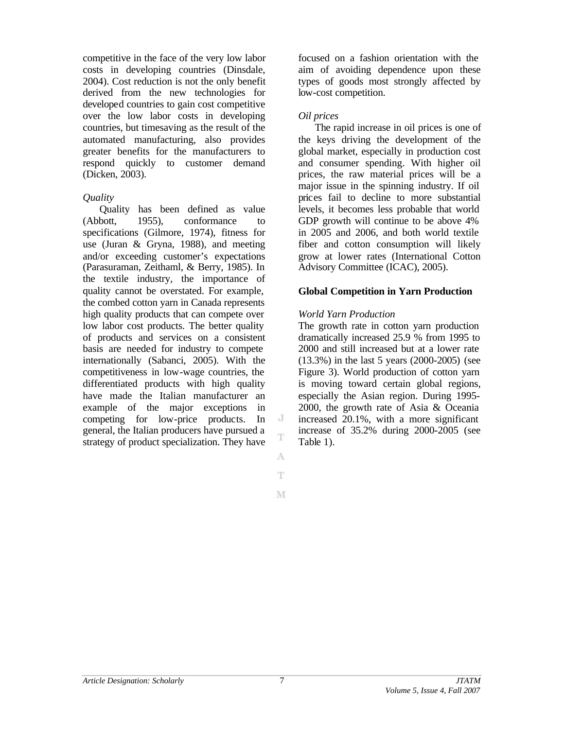competitive in the face of the very low labor costs in developing countries (Dinsdale, 2004). Cost reduction is not the only benefit derived from the new technologies for developed countries to gain cost competitive over the low labor costs in developing countries, but timesaving as the result of the automated manufacturing, also provides greater benefits for the manufacturers to respond quickly to customer demand (Dicken, 2003).

*Quality*

Quality has been defined as value (Abbott, 1955), conformance to specifications (Gilmore, 1974), fitness for use (Juran & Gryna, 1988), and meeting and/or exceeding customer's expectations (Parasuraman, Zeithaml, & Berry, 1985). In the textile industry, the importance of quality cannot be overstated. For example, the combed cotton yarn in Canada represents high quality products that can compete over low labor cost products. The better quality of products and services on a consistent basis are needed for industry to compete internationally (Sabanci, 2005). With the competitiveness in low-wage countries, the differentiated products with high quality have made the Italian manufacturer an example of the major exceptions in competing for low-price products. In general, the Italian producers have pursued a strategy of product specialization. They have focused on a fashion orientation with the aim of avoiding dependence upon these types of goods most strongly affected by low-cost competition.

*Oil prices*

The rapid increase in oil prices is one of the keys driving the development of the global market, especially in production cost and consumer spending. With higher oil prices, the raw material prices will be a major issue in the spinning industry. If oil prices fail to decline to more substantial levels, it becomes less probable that world GDP growth will continue to be above 4% in 2005 and 2006, and both world textile fiber and cotton consumption will likely grow at lower rates (International Cotton Advisory Committee (ICAC), 2005).

## Global Competition in Yarn Production

*World Yarn Production*

The growth rate in cotton yarn production dramatically increased 25.9 % from 1995 to 2000 and still increased but at a lower rate (13.3%) in the last 5 years (2000-2005) (see Figure 3). World production of cotton yarn is moving toward certain global regions, especially the Asian region. During 1995-2000, the growth rate of Asia & Oceania increased 20.1%, with a more significant increase of 35.2% during 2000-2005 (see Table 1).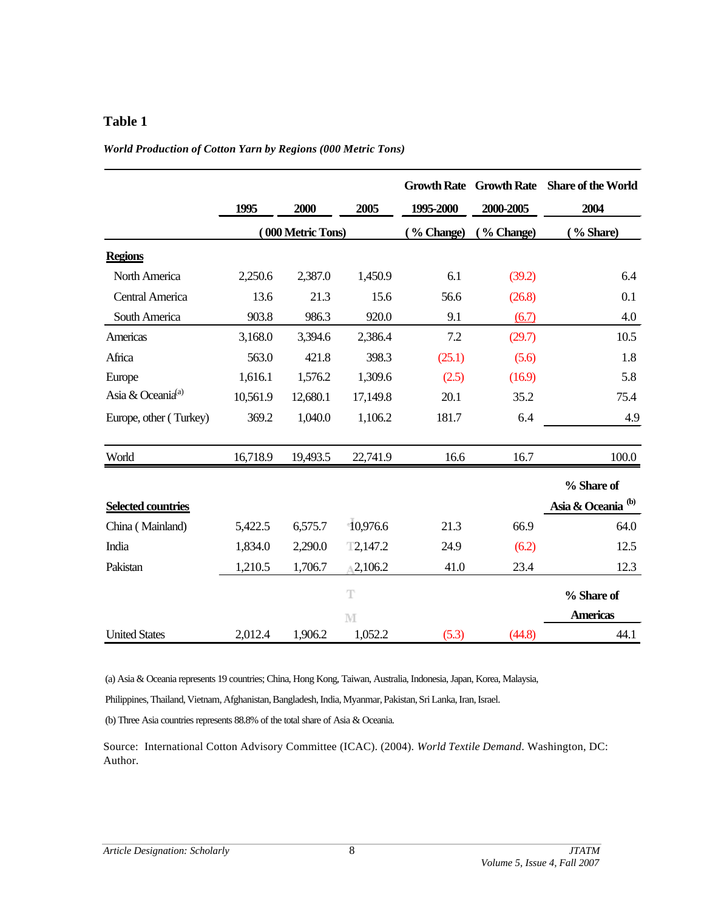**Table 1**

***World Production of Cotton Yarn by Regions (000 Metric Tons)***

| | 1995 | 2000 | 2005 | Growth Rate 1995-2000 | Growth Rate 2000-2005 | Share of the World 2004 |
|---|---|---|---|---|---|---|
| | (000 Metric Tons) | | | (% Change) | (% Change) | (% Share) |
| **Regions** | | | | | | |
| North America | 2,250.6 | 2,387.0 | 1,450.9 | 6.1 | (39.2) | 6.4 |
| Central America | 13.6 | 21.3 | 15.6 | 56.6 | (26.8) | 0.1 |
| South America | 903.8 | 986.3 | 920.0 | 9.1 | (6.7) | 4.0 |
| Americas | 3,168.0 | 3,394.6 | 2,386.4 | 7.2 | (29.7) | 10.5 |
| Africa | 563.0 | 421.8 | 398.3 | (25.1) | (5.6) | 1.8 |
| Europe | 1,616.1 | 1,576.2 | 1,309.6 | (2.5) | (16.9) | 5.8 |
| Asia & Oceania[a] | 10,561.9 | 12,680.1 | 17,149.8 | 20.1 | 35.2 | 75.4 |
| Europe, other (Turkey) | 369.2 | 1,040.0 | 1,106.2 | 181.7 | 6.4 | 4.9 |
| World | 16,718.9 | 19,493.5 | 22,741.9 | 16.6 | 16.7 | 100.0 |
| **Selected countries** | | | | | | % Share of Asia & Oceania[b] |
| China (Mainland) | 5,422.5 | 6,575.7 | 10,976.6 | 21.3 | 66.9 | 64.0 |
| India | 1,834.0 | 2,290.0 | 2,147.2 | 24.9 | (6.2) | 12.5 |
| Pakistan | 1,210.5 | 1,706.7 | 2,106.2 | 41.0 | 23.4 | 12.3 |
| | | | | | | % Share of Americas |
| United States | 2,012.4 | 1,906.2 | 1,052.2 | (5.3) | (44.8) | 44.1 |

(a) Asia & Oceania represents 19 countries; China, Hong Kong, Taiwan, Australia, Indonesia, Japan, Korea, Malaysia, Philippines, Thailand, Vietnam, Afghanistan, Bangladesh, India, Myanmar, Pakistan, Sri Lanka, Iran, Israel.

(b) Three Asia countries represents 88.8% of the total share of Asia & Oceania.

Source: International Cotton Advisory Committee (ICAC). (2004). *World Textile Demand*. Washington, DC: Author.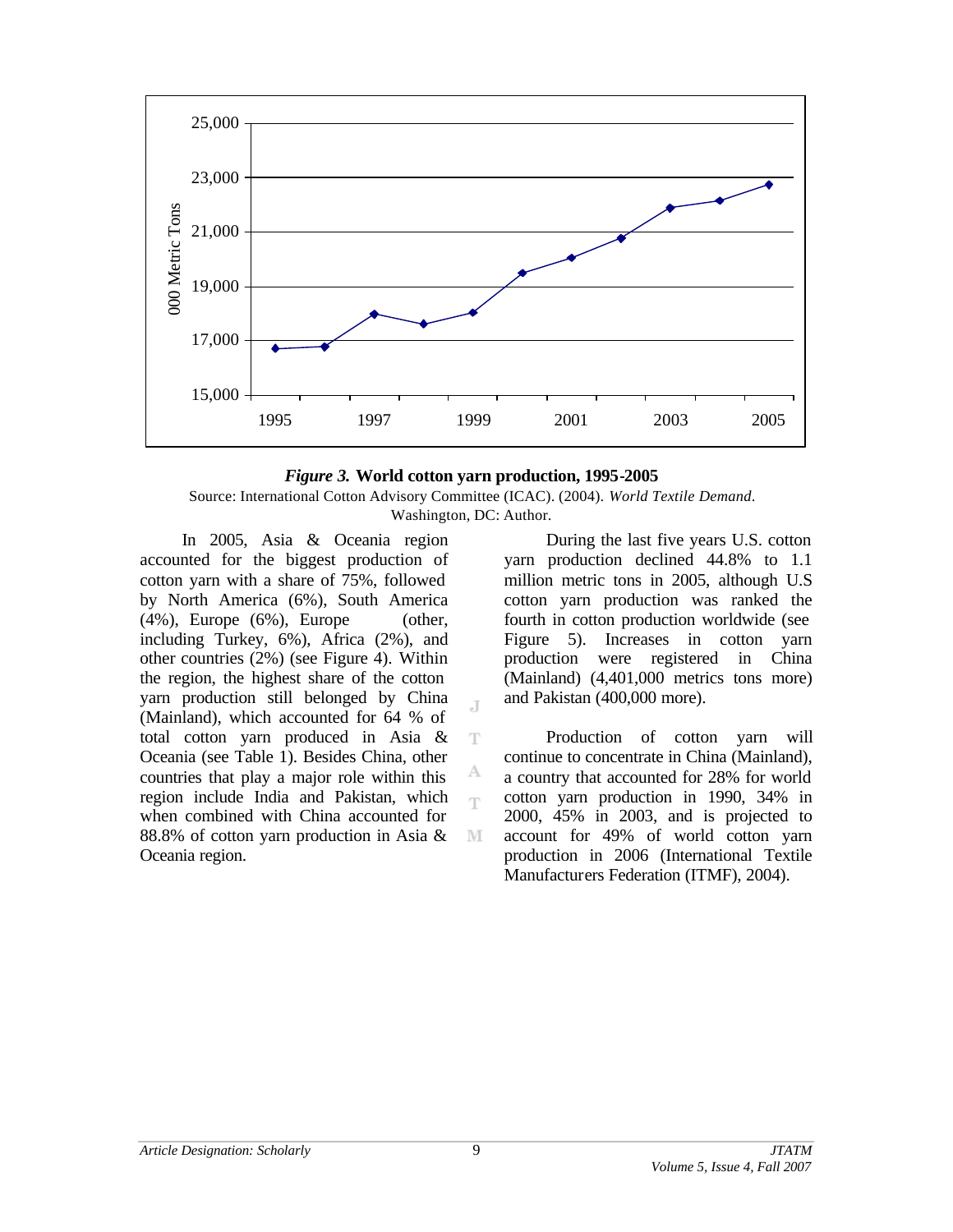*Figure 3.* **World cotton yarn production, 1995-2005**

Source: International Cotton Advisory Committee (ICAC). (2004). *World Textile Demand*. Washington, DC: Author.

In 2005, Asia & Oceania region accounted for the biggest production of cotton yarn with a share of 75%, followed by North America (6%), South America (4%), Europe (6%), Europe (other, including Turkey, 6%), Africa (2%), and other countries (2%) (see Figure 4). Within the region, the highest share of the cotton yarn production still belonged by China (Mainland), which accounted for 64 % of total cotton yarn produced in Asia & Oceania (see Table 1). Besides China, other countries that play a major role within this region include India and Pakistan, which when combined with China accounted for 88.8% of cotton yarn production in Asia & Oceania region.

During the last five years U.S. cotton yarn production declined 44.8% to 1.1 million metric tons in 2005, although U.S cotton yarn production was ranked the fourth in cotton production worldwide (see Figure 5). Increases in cotton yarn production were registered in China (Mainland) (4,401,000 metrics tons more) and Pakistan (400,000 more).

Production of cotton yarn will continue to concentrate in China (Mainland), a country that accounted for 28% for world cotton yarn production in 1990, 34% in 2000, 45% in 2003, and is projected to account for 49% of world cotton yarn production in 2006 (International Textile Manufacturers Federation (ITMF), 2004).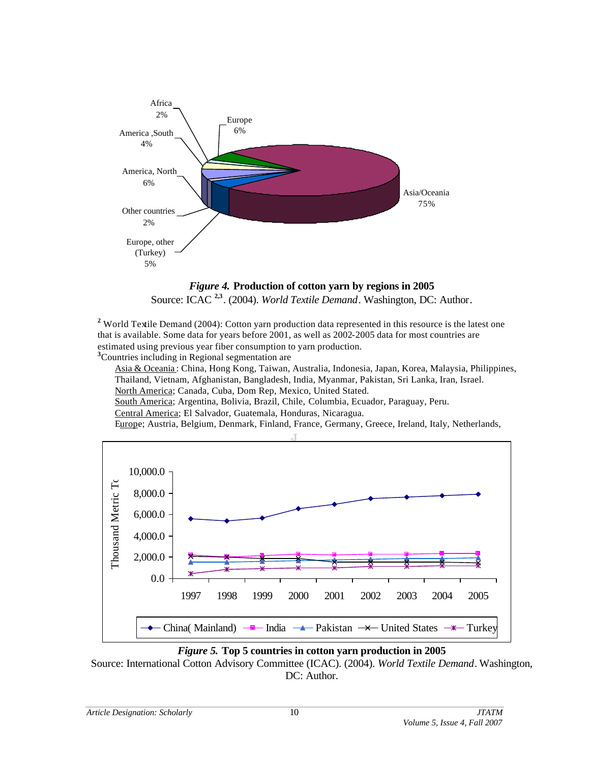*Figure 4.* **Production of cotton yarn by regions in 2005**

Source: ICAC [2,3]. (2004). *World Textile Demand*. Washington, DC: Author.

[2] World Textile Demand (2004): Cotton yarn production data represented in this resource is the latest one that is available. Some data for years before 2001, as well as 2002-2005 data for most countries are estimated using previous year fiber consumption to yarn production.

[3] Countries including in Regional segmentation are

Asia & Oceania: China, Hong Kong, Taiwan, Australia, Indonesia, Japan, Korea, Malaysia, Philippines, Thailand, Vietnam, Afghanistan, Bangladesh, India, Myanmar, Pakistan, Sri Lanka, Iran, Israel.
North America; Canada, Cuba, Dom Rep, Mexico, United Stated.
South America; Argentina, Bolivia, Brazil, Chile, Columbia, Ecuador, Paraguay, Peru.
Central America; El Salvador, Guatemala, Honduras, Nicaragua.
Europe; Austria, Belgium, Denmark, Finland, France, Germany, Greece, Ireland, Italy, Netherlands,

*Figure 5.* **Top 5 countries in cotton yarn production in 2005**

Source: International Cotton Advisory Committee (ICAC). (2004). *World Textile Demand*. Washington, DC: Author.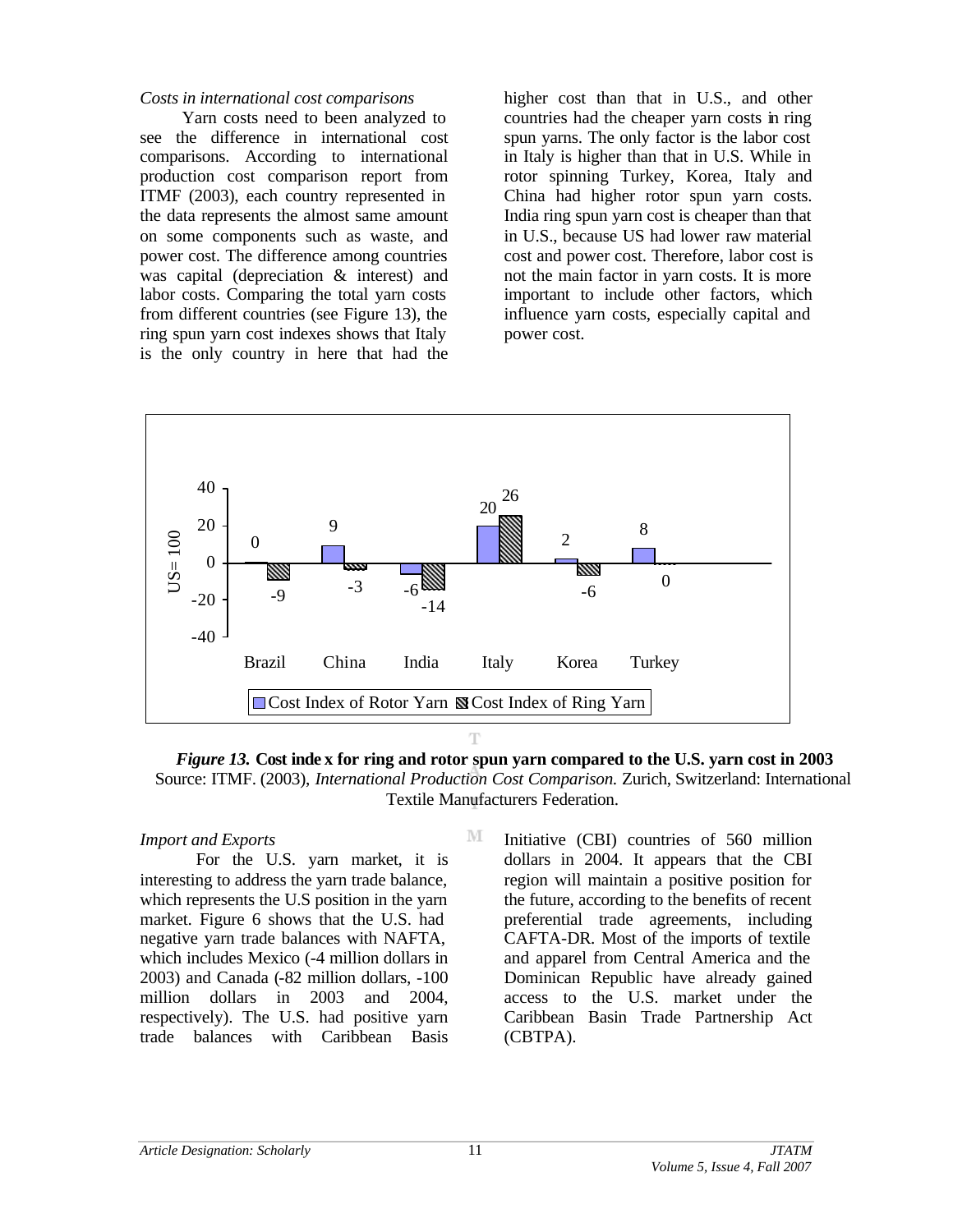*Costs in international cost comparisons*

Yarn costs need to been analyzed to see the difference in international cost comparisons. According to international production cost comparison report from ITMF (2003), each country represented in the data represents the almost same amount on some components such as waste, and power cost. The difference among countries was capital (depreciation & interest) and labor costs. Comparing the total yarn costs from different countries (see Figure 13), the ring spun yarn cost indexes shows that Italy is the only country in here that had the higher cost than that in U.S., and other countries had the cheaper yarn costs in ring spun yarns. The only factor is the labor cost in Italy is higher than that in U.S. While in rotor spinning Turkey, Korea, Italy and China had higher rotor spun yarn costs. India ring spun yarn cost is cheaper than that in U.S., because US had lower raw material cost and power cost. Therefore, labor cost is not the main factor in yarn costs. It is more important to include other factors, which influence yarn costs, especially capital and power cost.

| | Brazil | China | India | Italy | Korea | Turkey |
|---|---|---|---|---|---|---|
| Cost Index of Rotor Yarn | 0 | 9 | -6 | 20 | 2 | 8 |
| Cost Index of Ring Yarn | -9 | -3 | -14 | 26 | -6 | 0 |

***Figure 13.*** **Cost index for ring and rotor spun yarn compared to the U.S. yarn cost in 2003**
Source: ITMF. (2003), *International Production Cost Comparison.* Zurich, Switzerland: International Textile Manufacturers Federation.

*Import and Exports*

For the U.S. yarn market, it is interesting to address the yarn trade balance, which represents the U.S position in the yarn market. Figure 6 shows that the U.S. had negative yarn trade balances with NAFTA, which includes Mexico (-4 million dollars in 2003) and Canada (-82 million dollars, -100 million dollars in 2003 and 2004, respectively). The U.S. had positive yarn trade balances with Caribbean Basis Initiative (CBI) countries of 560 million dollars in 2004. It appears that the CBI region will maintain a positive position for the future, according to the benefits of recent preferential trade agreements, including CAFTA-DR. Most of the imports of textile and apparel from Central America and the Dominican Republic have already gained access to the U.S. market under the Caribbean Basin Trade Partnership Act (CBTPA).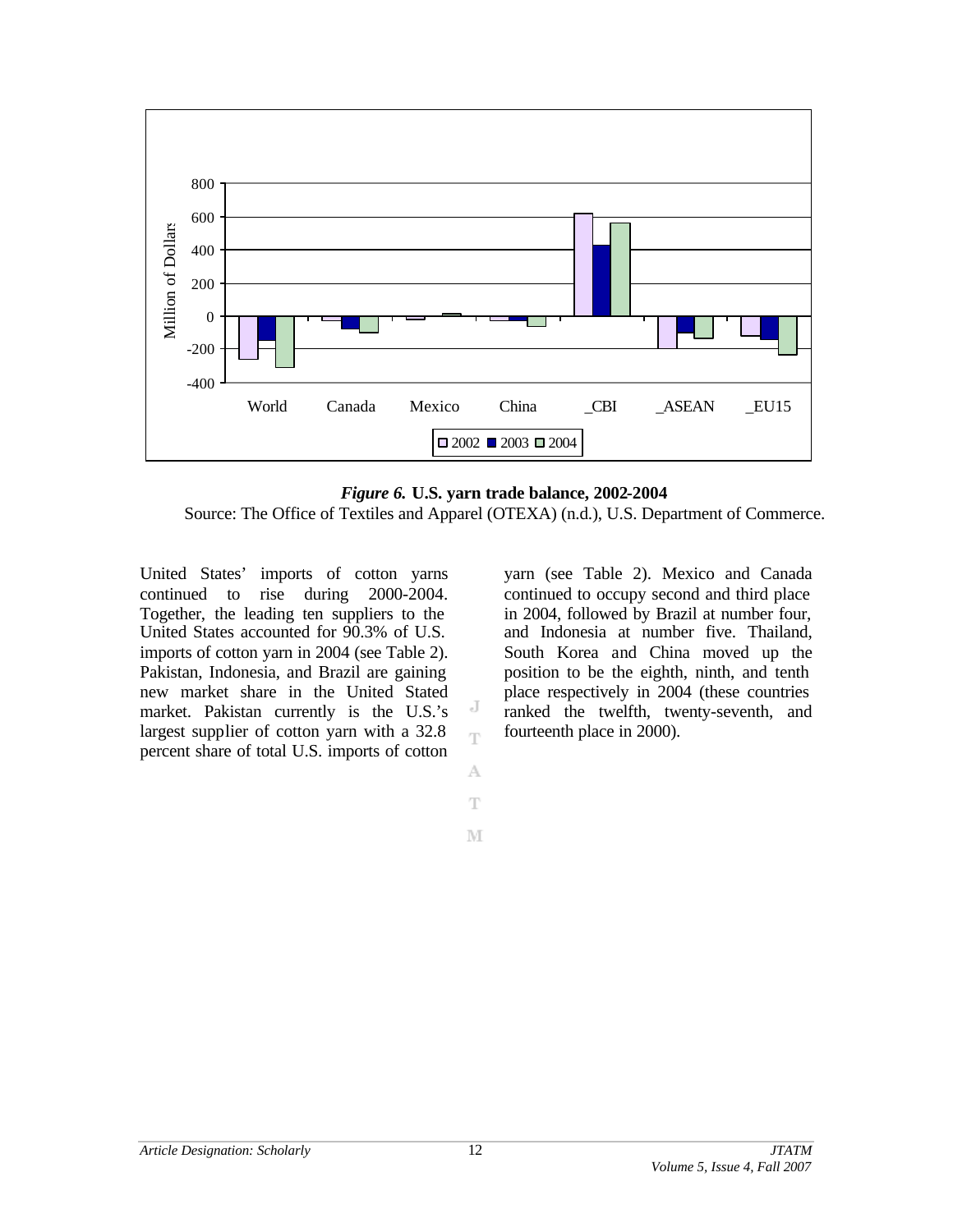Figure 6. **U.S. yarn trade balance, 2002-2004**

Source: The Office of Textiles and Apparel (OTEXA) (n.d.), U.S. Department of Commerce.

United States' imports of cotton yarns continued to rise during 2000-2004. Together, the leading ten suppliers to the United States accounted for 90.3% of U.S. imports of cotton yarn in 2004 (see Table 2). Pakistan, Indonesia, and Brazil are gaining new market share in the United Stated market. Pakistan currently is the U.S.'s largest supplier of cotton yarn with a 32.8 percent share of total U.S. imports of cotton yarn (see Table 2). Mexico and Canada continued to occupy second and third place in 2004, followed by Brazil at number four, and Indonesia at number five. Thailand, South Korea and China moved up the position to be the eighth, ninth, and tenth place respectively in 2004 (these countries ranked the twelfth, twenty-seventh, and fourteenth place in 2000).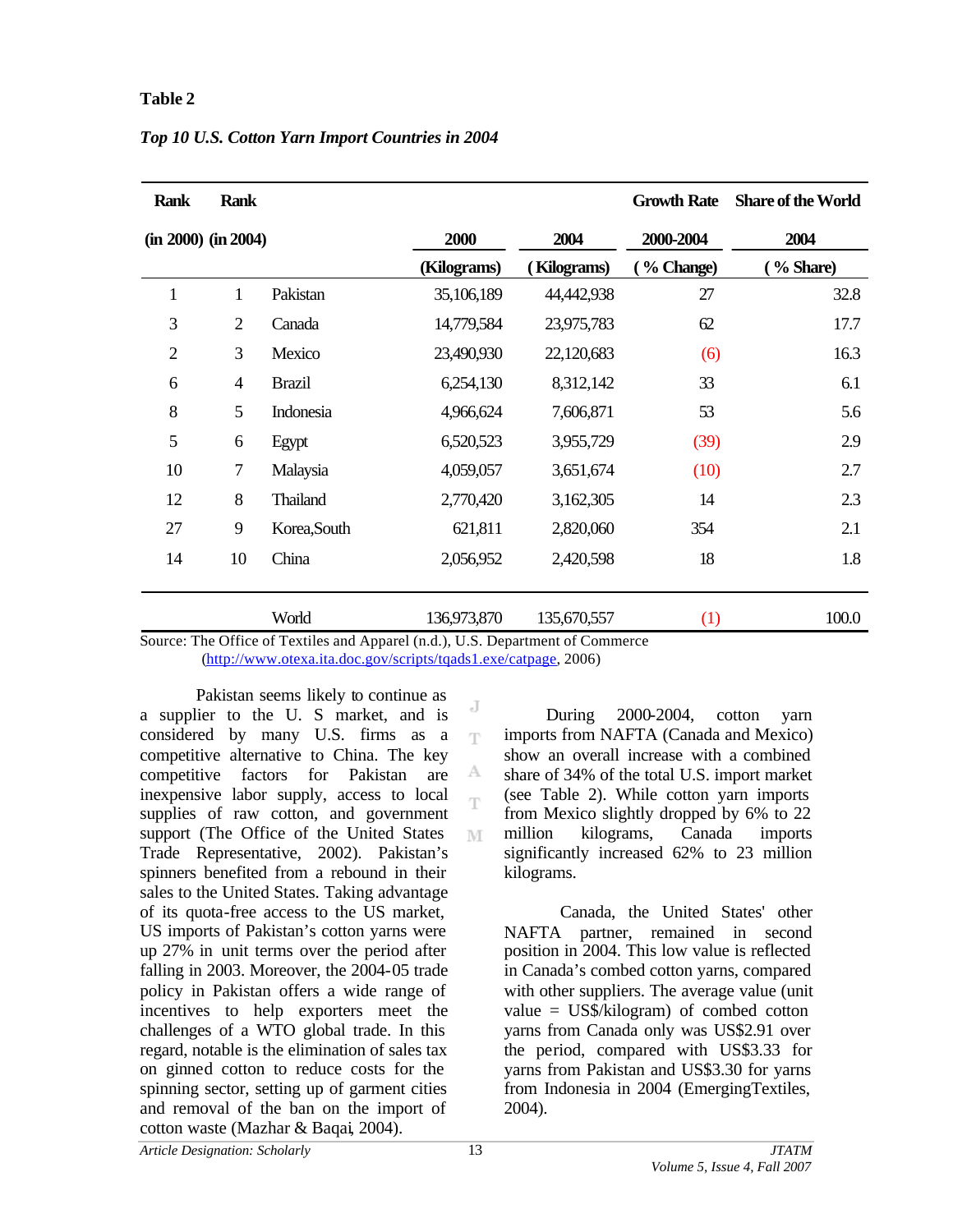**Table 2**

*Top 10 U.S. Cotton Yarn Import Countries in 2004*

| Rank (in 2000) | Rank (in 2004) | | 2000 (Kilograms) | 2004 (Kilograms) | Growth Rate 2000-2004 (% Change) | Share of the World 2004 (% Share) |
|---|---|---|---|---|---|---|
| 1 | 1 | Pakistan | 35,106,189 | 44,442,938 | 27 | 32.8 |
| 3 | 2 | Canada | 14,779,584 | 23,975,783 | 62 | 17.7 |
| 2 | 3 | Mexico | 23,490,930 | 22,120,683 | (6) | 16.3 |
| 6 | 4 | Brazil | 6,254,130 | 8,312,142 | 33 | 6.1 |
| 8 | 5 | Indonesia | 4,966,624 | 7,606,871 | 53 | 5.6 |
| 5 | 6 | Egypt | 6,520,523 | 3,955,729 | (39) | 2.9 |
| 10 | 7 | Malaysia | 4,059,057 | 3,651,674 | (10) | 2.7 |
| 12 | 8 | Thailand | 2,770,420 | 3,162,305 | 14 | 2.3 |
| 27 | 9 | Korea,South | 621,811 | 2,820,060 | 354 | 2.1 |
| 14 | 10 | China | 2,056,952 | 2,420,598 | 18 | 1.8 |
| | | World | 136,973,870 | 135,670,557 | (1) | 100.0 |

Source: The Office of Textiles and Apparel (n.d.), U.S. Department of Commerce (http://www.otexa.ita.doc.gov/scripts/tqads1.exe/catpage, 2006)

Pakistan seems likely to continue as a supplier to the U. S market, and is considered by many U.S. firms as a competitive alternative to China. The key competitive factors for Pakistan are inexpensive labor supply, access to local supplies of raw cotton, and government support (The Office of the United States Trade Representative, 2002). Pakistan's spinners benefited from a rebound in their sales to the United States. Taking advantage of its quota-free access to the US market, US imports of Pakistan's cotton yarns were up 27% in unit terms over the period after falling in 2003. Moreover, the 2004-05 trade policy in Pakistan offers a wide range of incentives to help exporters meet the challenges of a WTO global trade. In this regard, notable is the elimination of sales tax on ginned cotton to reduce costs for the spinning sector, setting up of garment cities and removal of the ban on the import of cotton waste (Mazhar & Baqai, 2004).

During 2000-2004, cotton yarn imports from NAFTA (Canada and Mexico) show an overall increase with a combined share of 34% of the total U.S. import market (see Table 2). While cotton yarn imports from Mexico slightly dropped by 6% to 22 million kilograms, Canada imports significantly increased 62% to 23 million kilograms.

Canada, the United States' other NAFTA partner, remained in second position in 2004. This low value is reflected in Canada's combed cotton yarns, compared with other suppliers. The average value (unit value = US$/kilogram) of combed cotton yarns from Canada only was US$2.91 over the period, compared with US$3.33 for yarns from Pakistan and US$3.30 for yarns from Indonesia in 2004 (EmergingTextiles, 2004).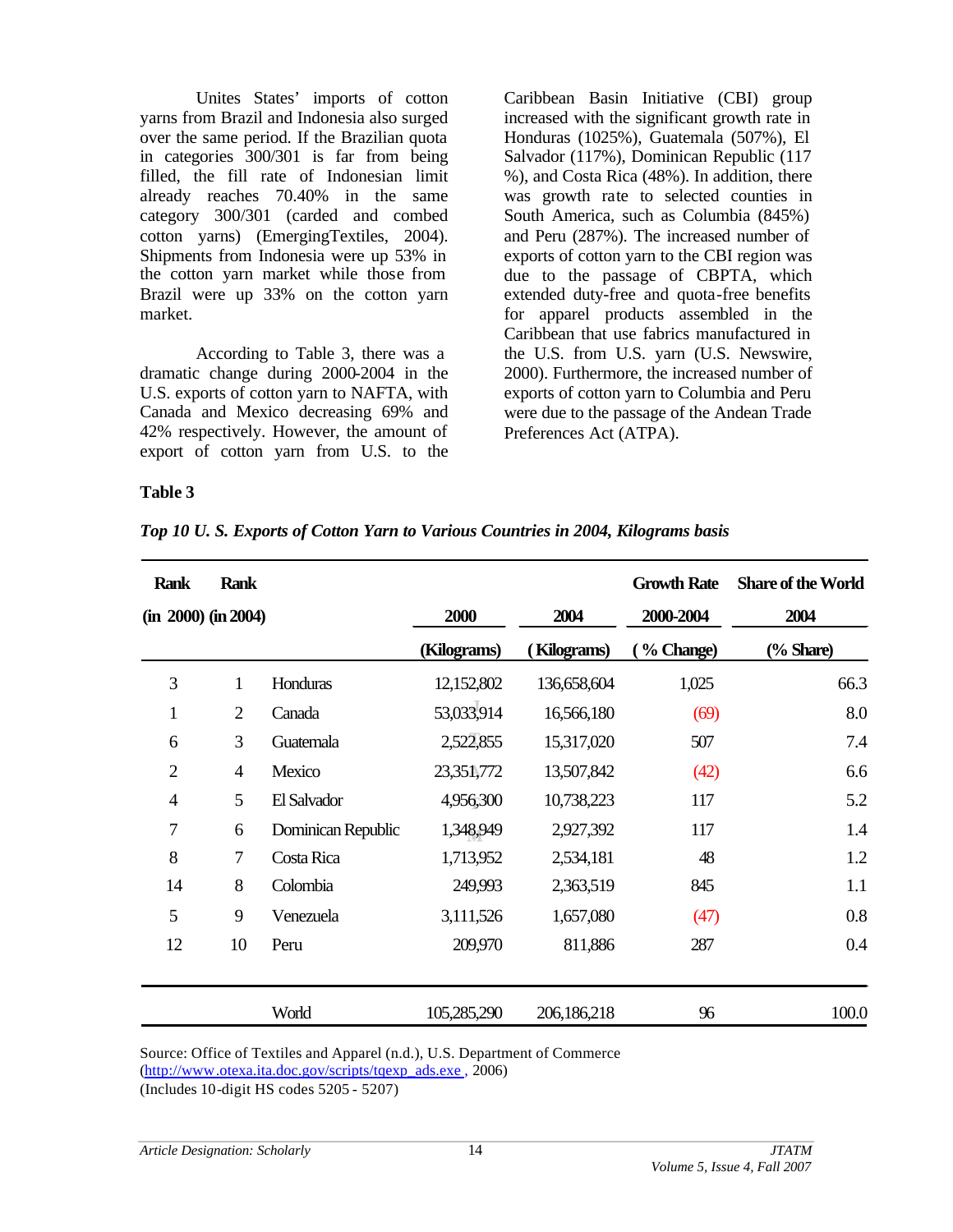Unites States' imports of cotton yarns from Brazil and Indonesia also surged over the same period. If the Brazilian quota in categories 300/301 is far from being filled, the fill rate of Indonesian limit already reaches 70.40% in the same category 300/301 (carded and combed cotton yarns) (EmergingTextiles, 2004). Shipments from Indonesia were up 53% in the cotton yarn market while those from Brazil were up 33% on the cotton yarn market.

According to Table 3, there was a dramatic change during 2000-2004 in the U.S. exports of cotton yarn to NAFTA, with Canada and Mexico decreasing 69% and 42% respectively. However, the amount of export of cotton yarn from U.S. to the Caribbean Basin Initiative (CBI) group increased with the significant growth rate in Honduras (1025%), Guatemala (507%), El Salvador (117%), Dominican Republic (117 %), and Costa Rica (48%). In addition, there was growth rate to selected counties in South America, such as Columbia (845%) and Peru (287%). The increased number of exports of cotton yarn to the CBI region was due to the passage of CBPTA, which extended duty-free and quota-free benefits for apparel products assembled in the Caribbean that use fabrics manufactured in the U.S. from U.S. yarn (U.S. Newswire, 2000). Furthermore, the increased number of exports of cotton yarn to Columbia and Peru were due to the passage of the Andean Trade Preferences Act (ATPA).

**Table 3**

***Top 10 U. S. Exports of Cotton Yarn to Various Countries in 2004, Kilograms basis***

| Rank (in 2000) | Rank (in 2004) | | 2000 (Kilograms) | 2004 (Kilograms) | Growth Rate 2000-2004 (% Change) | Share of the World 2004 (% Share) |
|---|---|---|---|---|---|---|
| 3 | 1 | Honduras | 12,152,802 | 136,658,604 | 1,025 | 66.3 |
| 1 | 2 | Canada | 53,033,914 | 16,566,180 | (69) | 8.0 |
| 6 | 3 | Guatemala | 2,522,855 | 15,317,020 | 507 | 7.4 |
| 2 | 4 | Mexico | 23,351,772 | 13,507,842 | (42) | 6.6 |
| 4 | 5 | El Salvador | 4,956,300 | 10,738,223 | 117 | 5.2 |
| 7 | 6 | Dominican Republic | 1,348,949 | 2,927,392 | 117 | 1.4 |
| 8 | 7 | Costa Rica | 1,713,952 | 2,534,181 | 48 | 1.2 |
| 14 | 8 | Colombia | 249,993 | 2,363,519 | 845 | 1.1 |
| 5 | 9 | Venezuela | 3,111,526 | 1,657,080 | (47) | 0.8 |
| 12 | 10 | Peru | 209,970 | 811,886 | 287 | 0.4 |
| | | World | 105,285,290 | 206,186,218 | 96 | 100.0 |

Source: Office of Textiles and Apparel (n.d.), U.S. Department of Commerce (http://www.otexa.ita.doc.gov/scripts/tqexp_ads.exe , 2006)
(Includes 10-digit HS codes 5205 - 5207)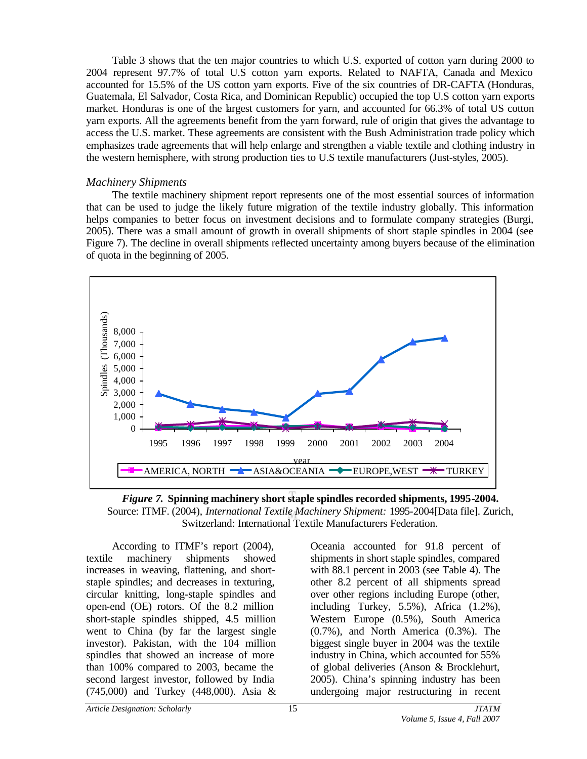Table 3 shows that the ten major countries to which U.S. exported of cotton yarn during 2000 to 2004 represent 97.7% of total U.S cotton yarn exports. Related to NAFTA, Canada and Mexico accounted for 15.5% of the US cotton yarn exports. Five of the six countries of DR-CAFTA (Honduras, Guatemala, El Salvador, Costa Rica, and Dominican Republic) occupied the top U.S cotton yarn exports market. Honduras is one of the largest customers for yarn, and accounted for 66.3% of total US cotton yarn exports. All the agreements benefit from the yarn forward, rule of origin that gives the advantage to access the U.S. market. These agreements are consistent with the Bush Administration trade policy which emphasizes trade agreements that will help enlarge and strengthen a viable textile and clothing industry in the western hemisphere, with strong production ties to U.S textile manufacturers (Just-styles, 2005).

### *Machinery Shipments*

The textile machinery shipment report represents one of the most essential sources of information that can be used to judge the likely future migration of the textile industry globally. This information helps companies to better focus on investment decisions and to formulate company strategies (Burgi, 2005). There was a small amount of growth in overall shipments of short staple spindles in 2004 (see Figure 7). The decline in overall shipments reflected uncertainty among buyers because of the elimination of quota in the beginning of 2005.

***Figure 7.*** **Spinning machinery short staple spindles recorded shipments, 1995-2004.**
Source: ITMF. (2004), *International Textile Machinery Shipment:* 1995-2004[Data file]. Zurich, Switzerland: International Textile Manufacturers Federation.

According to ITMF's report (2004), textile machinery shipments showed increases in weaving, flattening, and short-staple spindles; and decreases in texturing, circular knitting, long-staple spindles and open-end (OE) rotors. Of the 8.2 million short-staple spindles shipped, 4.5 million went to China (by far the largest single investor). Pakistan, with the 104 million spindles that showed an increase of more than 100% compared to 2003, became the second largest investor, followed by India (745,000) and Turkey (448,000). Asia & Oceania accounted for 91.8 percent of shipments in short staple spindles, compared with 88.1 percent in 2003 (see Table 4). The other 8.2 percent of all shipments spread over other regions including Europe (other, including Turkey, 5.5%), Africa (1.2%), Western Europe (0.5%), South America (0.7%), and North America (0.3%). The biggest single buyer in 2004 was the textile industry in China, which accounted for 55% of global deliveries (Anson & Brocklehurt, 2005). China's spinning industry has been undergoing major restructuring in recent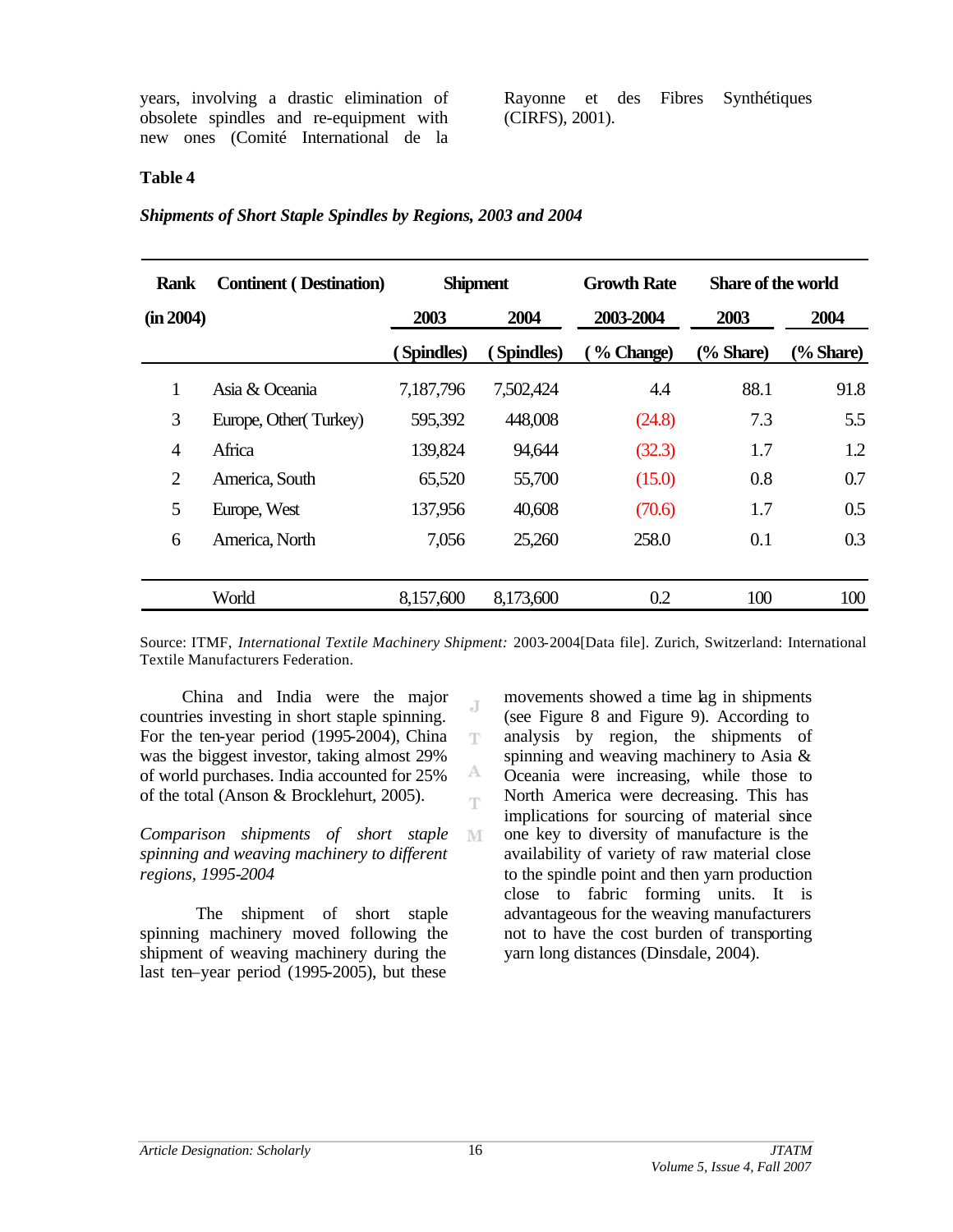years, involving a drastic elimination of obsolete spindles and re-equipment with new ones (Comité International de la Rayonne et des Fibres Synthétiques (CIRFS), 2001).

**Table 4**

***Shipments of Short Staple Spindles by Regions, 2003 and 2004***

| Rank | Continent ( Destination) | Shipment | | Growth Rate | Share of the world | |
|---|---|---|---|---|---|---|
| (in 2004) | | 2003 | 2004 | 2003-2004 | 2003 | 2004 |
| | | ( Spindles) | ( Spindles) | ( % Change) | (% Share) | (% Share) |
| 1 | Asia & Oceania | 7,187,796 | 7,502,424 | 4.4 | 88.1 | 91.8 |
| 3 | Europe, Other( Turkey) | 595,392 | 448,008 | (24.8) | 7.3 | 5.5 |
| 4 | Africa | 139,824 | 94,644 | (32.3) | 1.7 | 1.2 |
| 2 | America, South | 65,520 | 55,700 | (15.0) | 0.8 | 0.7 |
| 5 | Europe, West | 137,956 | 40,608 | (70.6) | 1.7 | 0.5 |
| 6 | America, North | 7,056 | 25,260 | 258.0 | 0.1 | 0.3 |
| | World | 8,157,600 | 8,173,600 | 0.2 | 100 | 100 |

Source: ITMF, *International Textile Machinery Shipment:* 2003-2004[Data file]. Zurich, Switzerland: International Textile Manufacturers Federation.

China and India were the major countries investing in short staple spinning. For the ten-year period (1995-2004), China was the biggest investor, taking almost 29% of world purchases. India accounted for 25% of the total (Anson & Brocklehurt, 2005).

*Comparison shipments of short staple spinning and weaving machinery to different regions, 1995-2004*

The shipment of short staple spinning machinery moved following the shipment of weaving machinery during the last ten–year period (1995-2005), but these movements showed a time lag in shipments (see Figure 8 and Figure 9). According to analysis by region, the shipments of spinning and weaving machinery to Asia & Oceania were increasing, while those to North America were decreasing. This has implications for sourcing of material since one key to diversity of manufacture is the availability of variety of raw material close to the spindle point and then yarn production close to fabric forming units. It is advantageous for the weaving manufacturers not to have the cost burden of transporting yarn long distances (Dinsdale, 2004).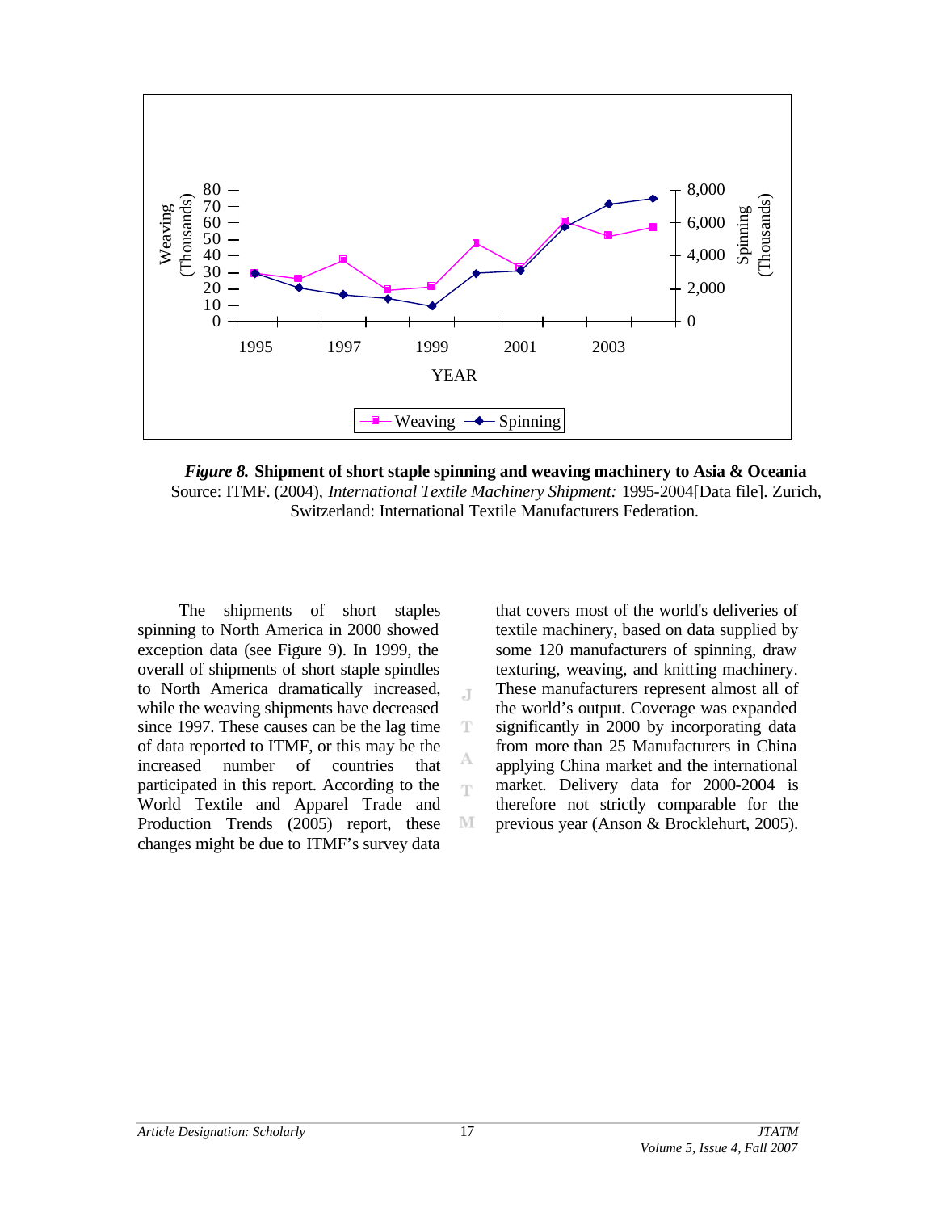*Figure 8.* **Shipment of short staple spinning and weaving machinery to Asia & Oceania**
Source: ITMF. (2004), *International Textile Machinery Shipment:* 1995-2004[Data file]. Zurich, Switzerland: International Textile Manufacturers Federation.

The shipments of short staples spinning to North America in 2000 showed exception data (see Figure 9). In 1999, the overall of shipments of short staple spindles to North America dramatically increased, while the weaving shipments have decreased since 1997. These causes can be the lag time of data reported to ITMF, or this may be the increased number of countries that participated in this report. According to the World Textile and Apparel Trade and Production Trends (2005) report, these changes might be due to ITMF's survey data that covers most of the world's deliveries of textile machinery, based on data supplied by some 120 manufacturers of spinning, draw texturing, weaving, and knitting machinery. These manufacturers represent almost all of the world's output. Coverage was expanded significantly in 2000 by incorporating data from more than 25 Manufacturers in China applying China market and the international market. Delivery data for 2000-2004 is therefore not strictly comparable for the previous year (Anson & Brocklehurt, 2005).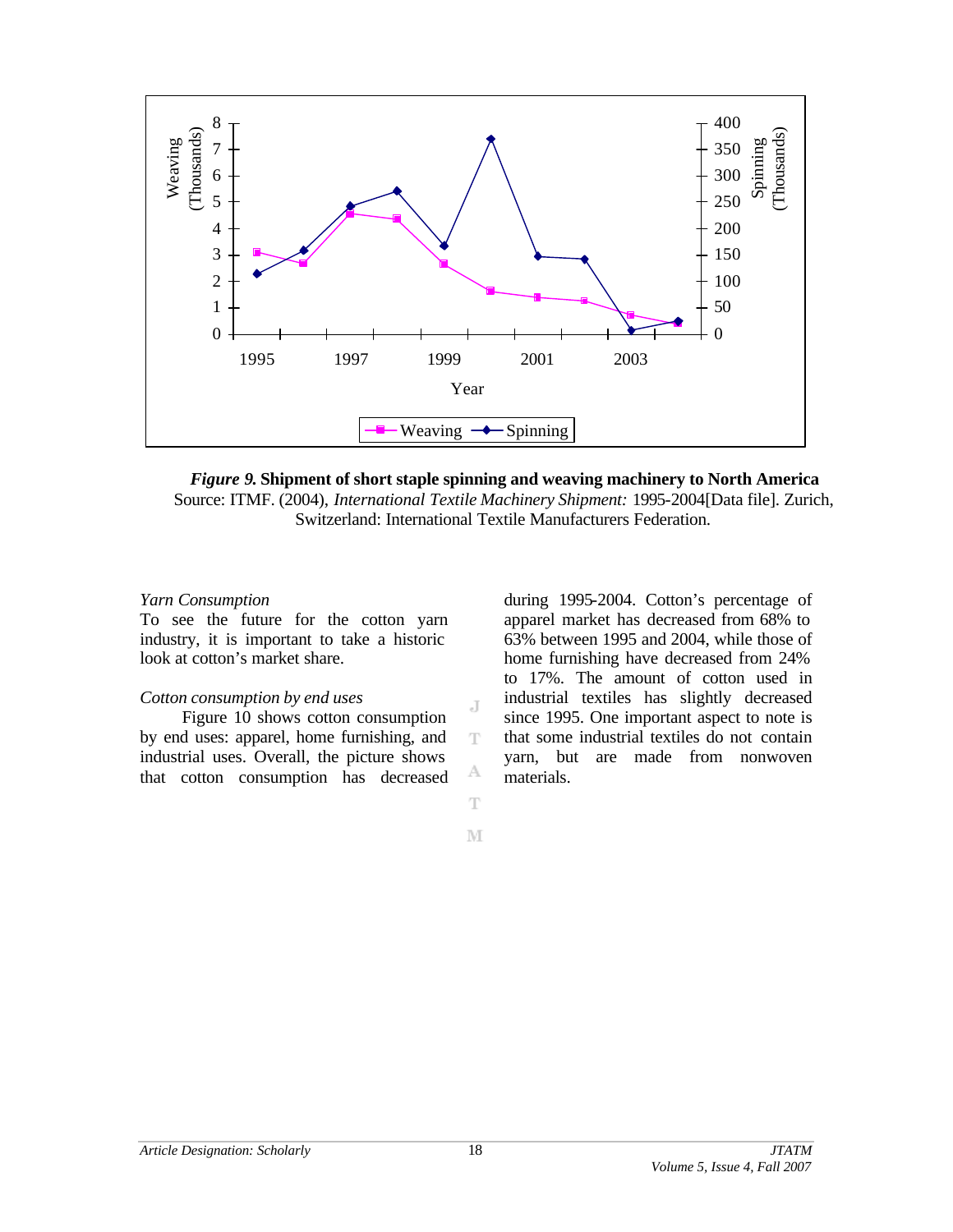*Figure 9.* **Shipment of short staple spinning and weaving machinery to North America**
Source: ITMF. (2004), *International Textile Machinery Shipment:* 1995-2004[Data file]. Zurich, Switzerland: International Textile Manufacturers Federation.

*Yarn Consumption*
To see the future for the cotton yarn industry, it is important to take a historic look at cotton's market share.

*Cotton consumption by end uses*

Figure 10 shows cotton consumption by end uses: apparel, home furnishing, and industrial uses. Overall, the picture shows that cotton consumption has decreased during 1995-2004. Cotton's percentage of apparel market has decreased from 68% to 63% between 1995 and 2004, while those of home furnishing have decreased from 24% to 17%. The amount of cotton used in industrial textiles has slightly decreased since 1995. One important aspect to note is that some industrial textiles do not contain yarn, but are made from nonwoven materials.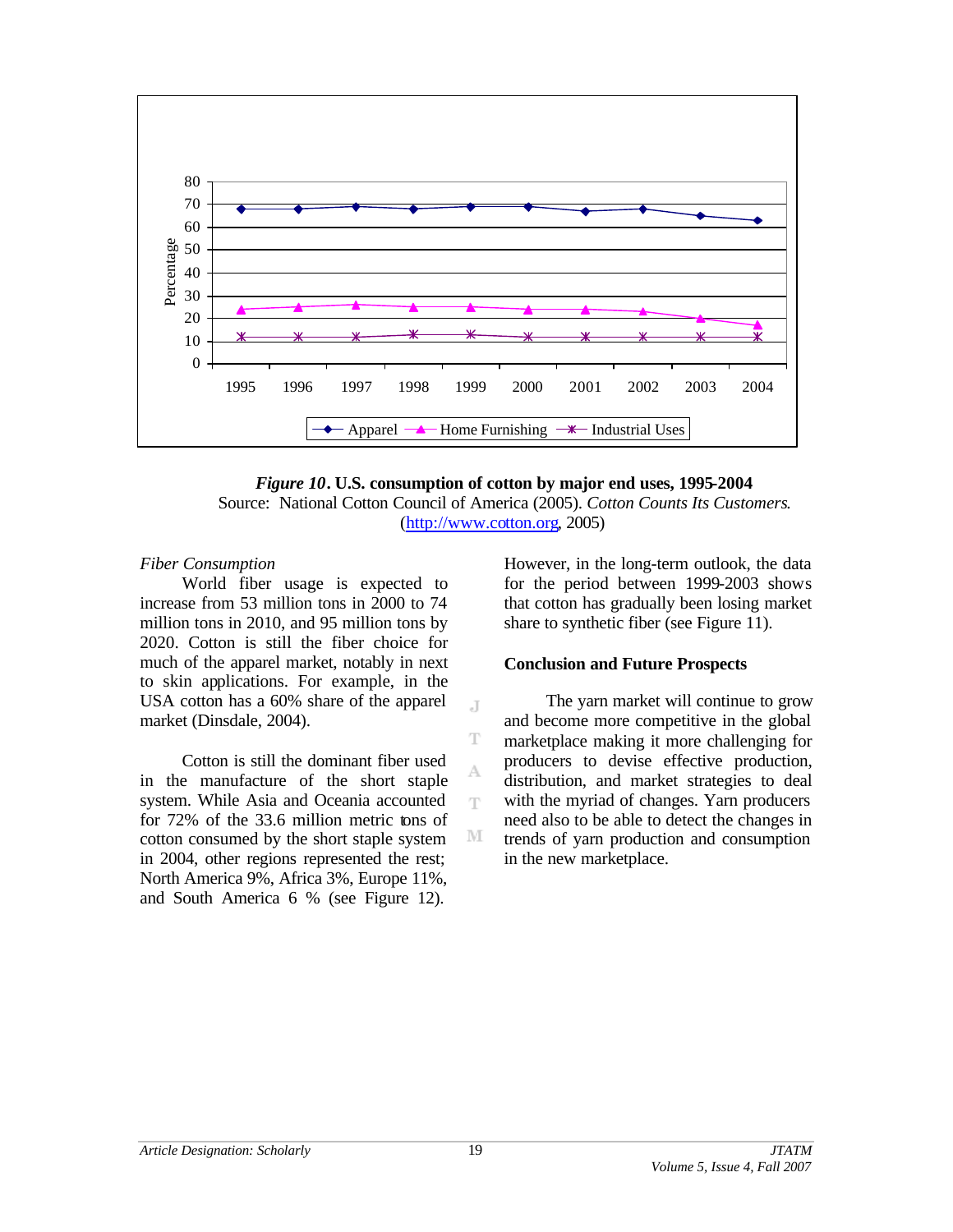*Figure 10*. **U.S. consumption of cotton by major end uses, 1995-2004**
Source: National Cotton Council of America (2005). *Cotton Counts Its Customers*. (http://www.cotton.org, 2005)

*Fiber Consumption*

World fiber usage is expected to increase from 53 million tons in 2000 to 74 million tons in 2010, and 95 million tons by 2020. Cotton is still the fiber choice for much of the apparel market, notably in next to skin applications. For example, in the USA cotton has a 60% share of the apparel market (Dinsdale, 2004).

Cotton is still the dominant fiber used in the manufacture of the short staple system. While Asia and Oceania accounted for 72% of the 33.6 million metric tons of cotton consumed by the short staple system in 2004, other regions represented the rest; North America 9%, Africa 3%, Europe 11%, and South America 6 % (see Figure 12). However, in the long-term outlook, the data for the period between 1999-2003 shows that cotton has gradually been losing market share to synthetic fiber (see Figure 11).

**Conclusion and Future Prospects**

The yarn market will continue to grow and become more competitive in the global marketplace making it more challenging for producers to devise effective production, distribution, and market strategies to deal with the myriad of changes. Yarn producers need also to be able to detect the changes in trends of yarn production and consumption in the new marketplace.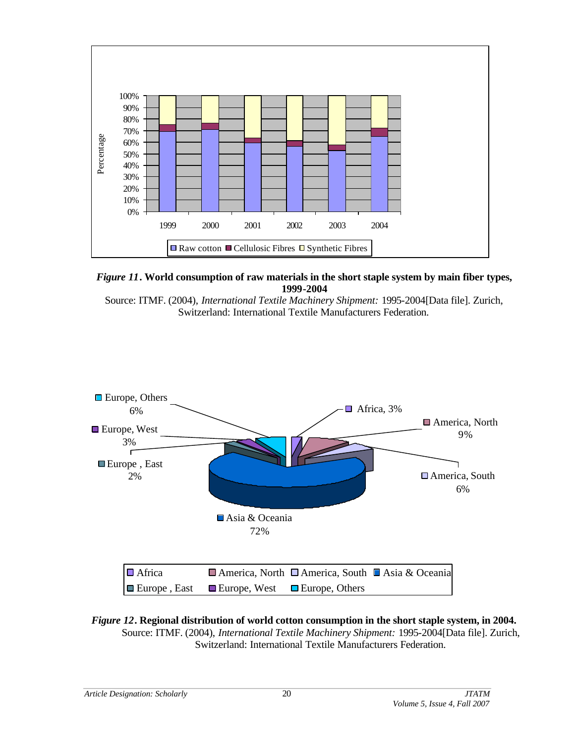*Figure 11*. **World consumption of raw materials in the short staple system by main fiber types, 1999-2004**

Source: ITMF. (2004), *International Textile Machinery Shipment:* 1995-2004[Data file]. Zurich, Switzerland: International Textile Manufacturers Federation.

*Figure 12*. **Regional distribution of world cotton consumption in the short staple system, in 2004.**

Source: ITMF. (2004), *International Textile Machinery Shipment:* 1995-2004[Data file]. Zurich, Switzerland: International Textile Manufacturers Federation.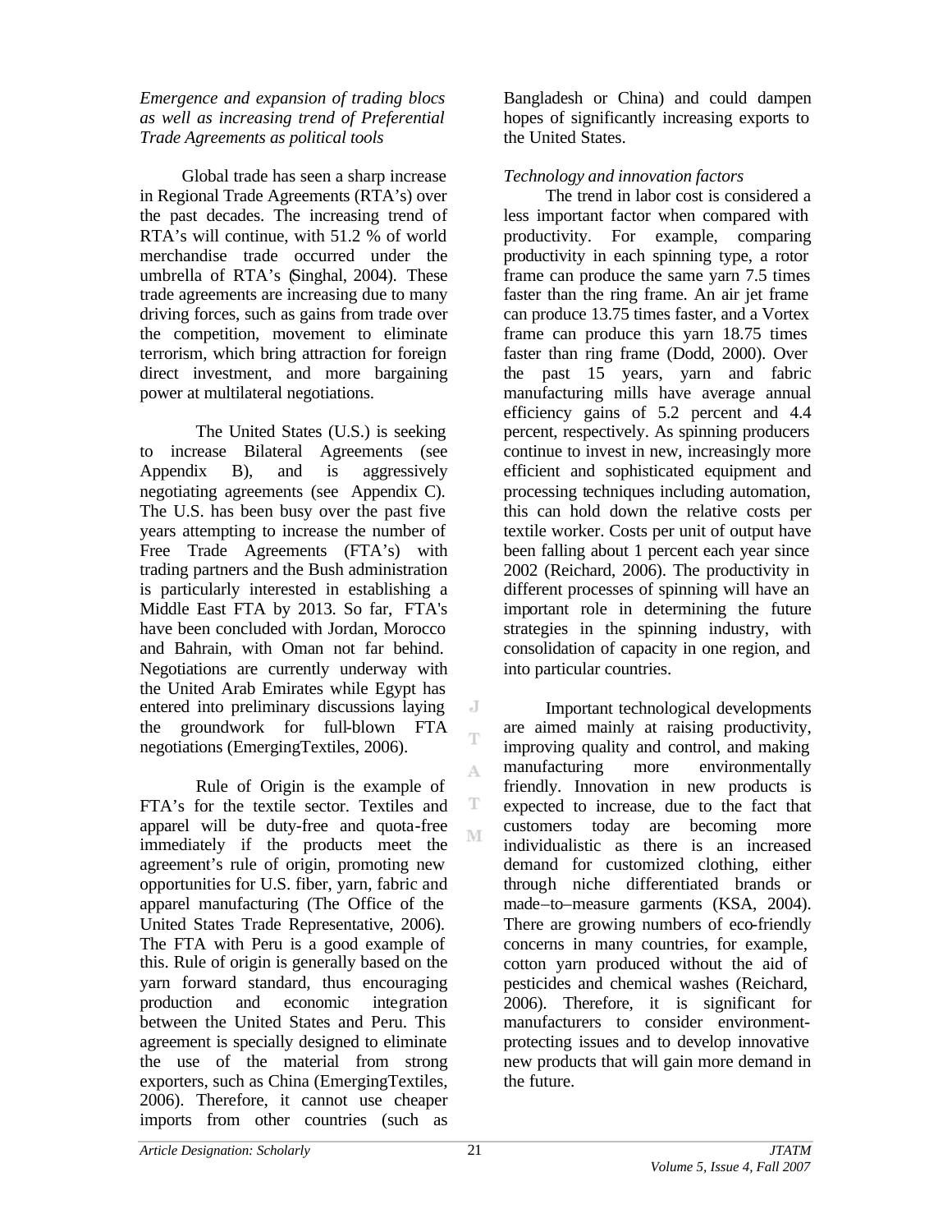*Emergence and expansion of trading blocs as well as increasing trend of Preferential Trade Agreements as political tools*

Global trade has seen a sharp increase in Regional Trade Agreements (RTA's) over the past decades. The increasing trend of RTA's will continue, with 51.2 % of world merchandise trade occurred under the umbrella of RTA's (Singhal, 2004). These trade agreements are increasing due to many driving forces, such as gains from trade over the competition, movement to eliminate terrorism, which bring attraction for foreign direct investment, and more bargaining power at multilateral negotiations.

The United States (U.S.) is seeking to increase Bilateral Agreements (see Appendix B), and is aggressively negotiating agreements (see Appendix C). The U.S. has been busy over the past five years attempting to increase the number of Free Trade Agreements (FTA's) with trading partners and the Bush administration is particularly interested in establishing a Middle East FTA by 2013. So far, FTA's have been concluded with Jordan, Morocco and Bahrain, with Oman not far behind. Negotiations are currently underway with the United Arab Emirates while Egypt has entered into preliminary discussions laying the groundwork for full-blown FTA negotiations (EmergingTextiles, 2006).

Rule of Origin is the example of FTA's for the textile sector. Textiles and apparel will be duty-free and quota-free immediately if the products meet the agreement's rule of origin, promoting new opportunities for U.S. fiber, yarn, fabric and apparel manufacturing (The Office of the United States Trade Representative, 2006). The FTA with Peru is a good example of this. Rule of origin is generally based on the yarn forward standard, thus encouraging production and economic integration between the United States and Peru. This agreement is specially designed to eliminate the use of the material from strong exporters, such as China (EmergingTextiles, 2006). Therefore, it cannot use cheaper imports from other countries (such as Bangladesh or China) and could dampen hopes of significantly increasing exports to the United States.

*Technology and innovation factors*

The trend in labor cost is considered a less important factor when compared with productivity. For example, comparing productivity in each spinning type, a rotor frame can produce the same yarn 7.5 times faster than the ring frame. An air jet frame can produce 13.75 times faster, and a Vortex frame can produce this yarn 18.75 times faster than ring frame (Dodd, 2000). Over the past 15 years, yarn and fabric manufacturing mills have average annual efficiency gains of 5.2 percent and 4.4 percent, respectively. As spinning producers continue to invest in new, increasingly more efficient and sophisticated equipment and processing techniques including automation, this can hold down the relative costs per textile worker. Costs per unit of output have been falling about 1 percent each year since 2002 (Reichard, 2006). The productivity in different processes of spinning will have an important role in determining the future strategies in the spinning industry, with consolidation of capacity in one region, and into particular countries.

Important technological developments are aimed mainly at raising productivity, improving quality and control, and making manufacturing more environmentally friendly. Innovation in new products is expected to increase, due to the fact that customers today are becoming more individualistic as there is an increased demand for customized clothing, either through niche differentiated brands or made–to–measure garments (KSA, 2004). There are growing numbers of eco-friendly concerns in many countries, for example, cotton yarn produced without the aid of pesticides and chemical washes (Reichard, 2006). Therefore, it is significant for manufacturers to consider environment-protecting issues and to develop innovative new products that will gain more demand in the future.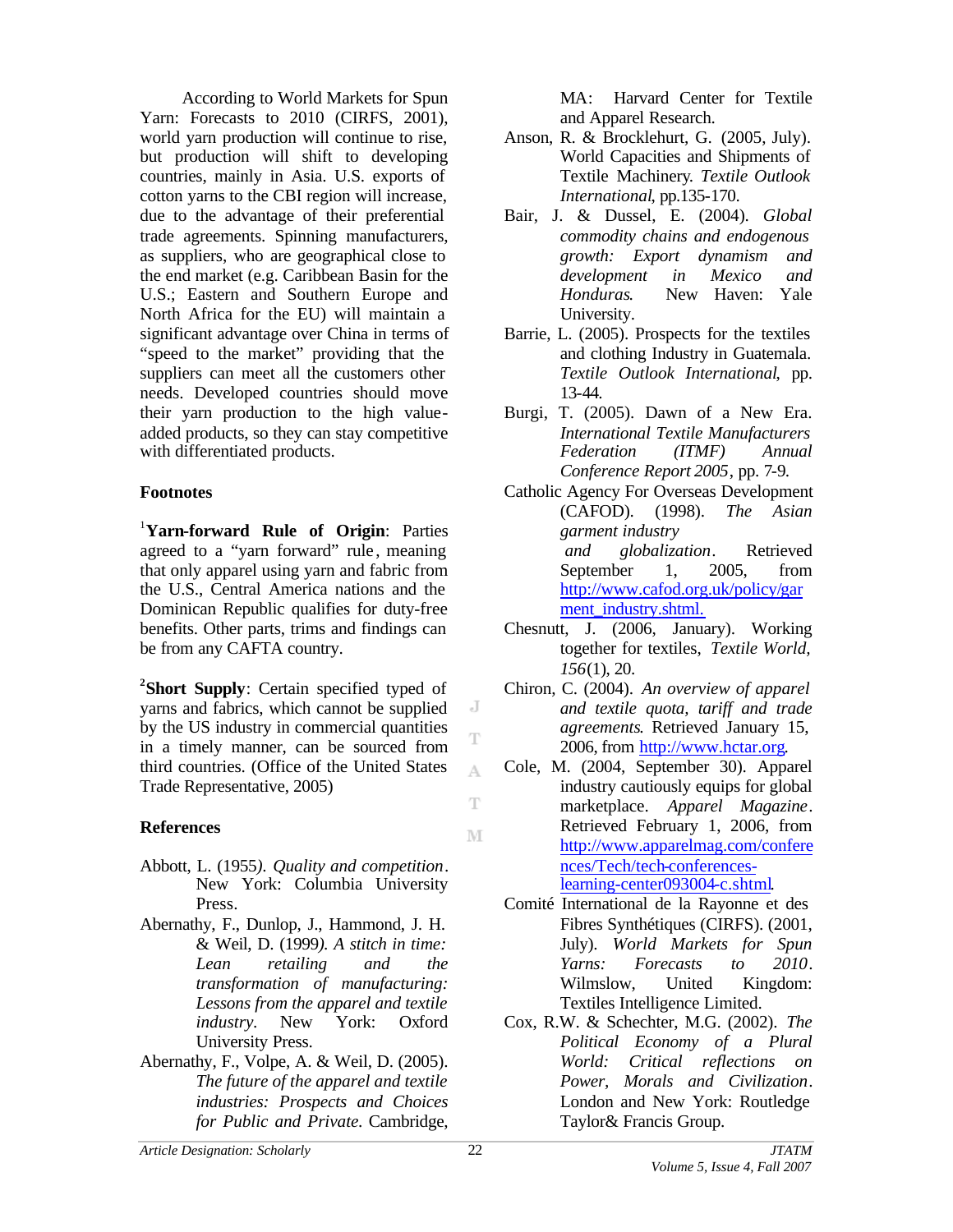According to World Markets for Spun Yarn: Forecasts to 2010 (CIRFS, 2001), world yarn production will continue to rise, but production will shift to developing countries, mainly in Asia. U.S. exports of cotton yarns to the CBI region will increase, due to the advantage of their preferential trade agreements. Spinning manufacturers, as suppliers, who are geographical close to the end market (e.g. Caribbean Basin for the U.S.; Eastern and Southern Europe and North Africa for the EU) will maintain a significant advantage over China in terms of "speed to the market" providing that the suppliers can meet all the customers other needs. Developed countries should move their yarn production to the high value-added products, so they can stay competitive with differentiated products.

### Footnotes

[1]**Yarn-forward Rule of Origin**: Parties agreed to a "yarn forward" rule, meaning that only apparel using yarn and fabric from the U.S., Central America nations and the Dominican Republic qualifies for duty-free benefits. Other parts, trims and findings can be from any CAFTA country.

[2]**Short Supply**: Certain specified typed of yarns and fabrics, which cannot be supplied by the US industry in commercial quantities in a timely manner, can be sourced from third countries. (Office of the United States Trade Representative, 2005)

### References

Abbott, L. (1955). *Quality and competition*. New York: Columbia University Press.

Abernathy, F., Dunlop, J., Hammond, J. H. & Weil, D. (1999). *A stitch in time: Lean retailing and the transformation of manufacturing: Lessons from the apparel and textile industry*. New York: Oxford University Press.

Abernathy, F., Volpe, A. & Weil, D. (2005). *The future of the apparel and textile industries: Prospects and Choices for Public and Private*. Cambridge, MA: Harvard Center for Textile and Apparel Research.

Anson, R. & Brocklehurt, G. (2005, July). World Capacities and Shipments of Textile Machinery. *Textile Outlook International*, pp.135-170.

Bair, J. & Dussel, E. (2004). *Global commodity chains and endogenous growth: Export dynamism and development in Mexico and Honduras*. New Haven: Yale University.

Barrie, L. (2005). Prospects for the textiles and clothing Industry in Guatemala. *Textile Outlook International*, pp. 13-44.

Burgi, T. (2005). Dawn of a New Era. *International Textile Manufacturers Federation (ITMF) Annual Conference Report 2005*, pp. 7-9.

Catholic Agency For Overseas Development (CAFOD). (1998). *The Asian garment industry and globalization*. Retrieved September 1, 2005, from http://www.cafod.org.uk/policy/garment_industry.shtml.

Chesnutt, J. (2006, January). Working together for textiles, *Textile World, 156*(1), 20.

Chiron, C. (2004). *An overview of apparel and textile quota, tariff and trade agreements*. Retrieved January 15, 2006, from http://www.hctar.org.

Cole, M. (2004, September 30). Apparel industry cautiously equips for global marketplace. *Apparel Magazine*. Retrieved February 1, 2006, from http://www.apparelmag.com/conferences/Tech/tech-conferences-learning-center093004-c.shtml.

Comité International de la Rayonne et des Fibres Synthétiques (CIRFS). (2001, July). *World Markets for Spun Yarns: Forecasts to 2010*. Wilmslow, United Kingdom: Textiles Intelligence Limited.

Cox, R.W. & Schechter, M.G. (2002). *The Political Economy of a Plural World: Critical reflections on Power, Morals and Civilization*. London and New York: Routledge Taylor& Francis Group.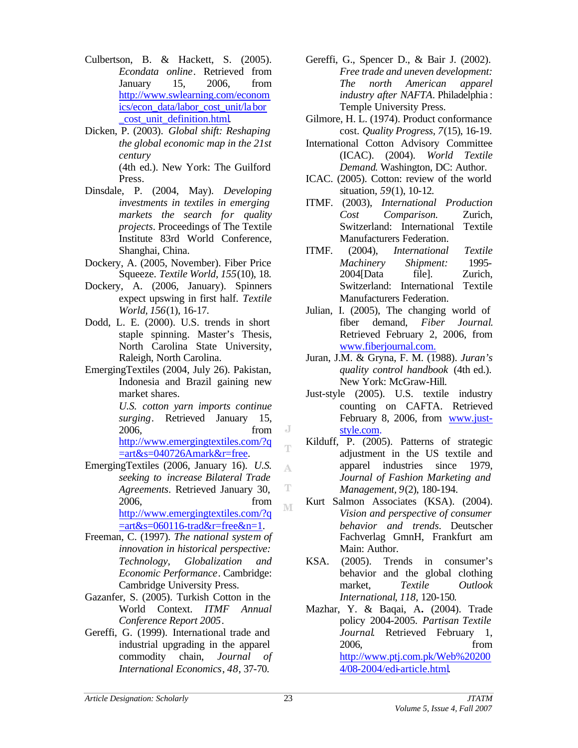Culbertson, B. & Hackett, S. (2005). *Econdata online*. Retrieved from January 15, 2006, from http://www.swlearning.com/economics/econ_data/labor_cost_unit/labor_cost_unit_definition.html.

Dicken, P. (2003). *Global shift: Reshaping the global economic map in the 21st century* (4th ed.). New York: The Guilford Press.

Dinsdale, P. (2004, May). *Developing investments in textiles in emerging markets the search for quality projects*. Proceedings of The Textile Institute 83rd World Conference, Shanghai, China.

Dockery, A. (2005, November). Fiber Price Squeeze. *Textile World, 155*(10), 18.

Dockery, A. (2006, January). Spinners expect upswing in first half. *Textile World, 156*(1), 16-17.

Dodd, L. E. (2000). U.S. trends in short staple spinning. Master's Thesis, North Carolina State University, Raleigh, North Carolina.

EmergingTextiles (2004, July 26). Pakistan, Indonesia and Brazil gaining new market shares. *U.S. cotton yarn imports continue surging*. Retrieved January 15, 2006, from http://www.emergingtextiles.com/?q=art&s=040726Amark&r=free.

EmergingTextiles (2006, January 16). *U.S. seeking to increase Bilateral Trade Agreements*. Retrieved January 30, 2006, from http://www.emergingtextiles.com/?q=art&s=060116-trad&r=free&n=1.

Freeman, C. (1997). *The national system of innovation in historical perspective: Technology, Globalization and Economic Performance*. Cambridge: Cambridge University Press.

Gazanfer, S. (2005). Turkish Cotton in the World Context. *ITMF Annual Conference Report 2005*.

Gereffi, G. (1999). International trade and industrial upgrading in the apparel commodity chain, *Journal of International Economics*, *48*, 37-70.

Gereffi, G., Spencer D., & Bair J. (2002). *Free trade and uneven development: The north American apparel industry after NAFTA*. Philadelphia: Temple University Press.

Gilmore, H. L. (1974). Product conformance cost. *Quality Progress, 7*(15), 16-19.

International Cotton Advisory Committee (ICAC). (2004). *World Textile Demand*. Washington, DC: Author.

ICAC. (2005). Cotton: review of the world situation, *59*(1), 10-12.

ITMF. (2003), *International Production Cost Comparison.* Zurich, Switzerland: International Textile Manufacturers Federation.

ITMF. (2004), *International Textile Machinery Shipment:* 1995-2004[Data file]. Zurich, Switzerland: International Textile Manufacturers Federation.

Julian, I. (2005), The changing world of fiber demand, *Fiber Journal*. Retrieved February 2, 2006, from www.fiberjournal.com.

Juran, J.M. & Gryna, F. M. (1988). *Juran's quality control handbook* (4th ed.). New York: McGraw-Hill.

Just-style (2005). U.S. textile industry counting on CAFTA. Retrieved February 8, 2006, from www.just-style.com.

Kilduff, P. (2005). Patterns of strategic adjustment in the US textile and apparel industries since 1979, *Journal of Fashion Marketing and Management, 9*(2), 180-194.

Kurt Salmon Associates (KSA). (2004). *Vision and perspective of consumer behavior and trends*. Deutscher Fachverlag GmnH, Frankfurt am Main: Author.

KSA. (2005). Trends in consumer's behavior and the global clothing market, *Textile Outlook International*, *118*, 120-150.

Mazhar, Y. & Baqai, A**.** (2004). Trade policy 2004-2005. *Partisan Textile Journal*. Retrieved February 1, 2006, from http://www.ptj.com.pk/Web%202004/08-2004/edi-article.html.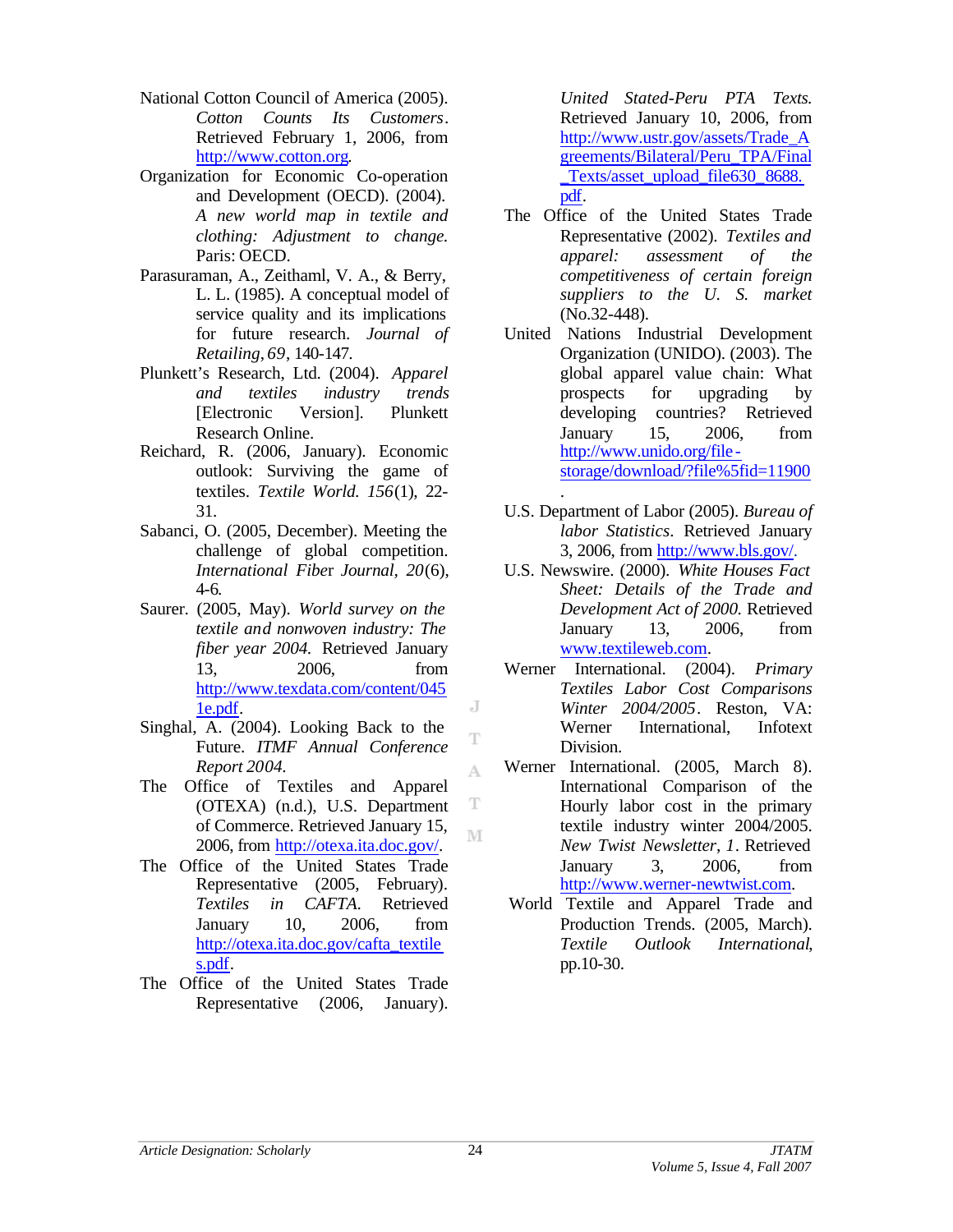National Cotton Council of America (2005). *Cotton Counts Its Customers*. Retrieved February 1, 2006, from http://www.cotton.org.

Organization for Economic Co-operation and Development (OECD). (2004). *A new world map in textile and clothing: Adjustment to change.* Paris: OECD.

Parasuraman, A., Zeithaml, V. A., & Berry, L. L. (1985). A conceptual model of service quality and its implications for future research. *Journal of Retailing*, *69*, 140-147.

Plunkett's Research, Ltd. (2004). *Apparel and textiles industry trends* [Electronic Version]. Plunkett Research Online.

Reichard, R. (2006, January). Economic outlook: Surviving the game of textiles. *Textile World. 156*(1), 22-31.

Sabanci, O. (2005, December). Meeting the challenge of global competition. *International Fiber Journal, 20*(6), 4-6.

Saurer. (2005, May). *World survey on the textile and nonwoven industry: The fiber year 2004.* Retrieved January 13, 2006, from http://www.texdata.com/content/0451e.pdf.

Singhal, A. (2004). Looking Back to the Future. *ITMF Annual Conference Report 2004.*

The Office of Textiles and Apparel (OTEXA) (n.d.), U.S. Department of Commerce. Retrieved January 15, 2006, from http://otexa.ita.doc.gov/.

The Office of the United States Trade Representative (2005, February). *Textiles in CAFTA.* Retrieved January 10, 2006, from http://otexa.ita.doc.gov/cafta_textiles.pdf.

The Office of the United States Trade Representative (2006, January). *United Stated-Peru PTA Texts.* Retrieved January 10, 2006, from http://www.ustr.gov/assets/Trade_Agreements/Bilateral/Peru_TPA/Final_Texts/asset_upload_file630_8688.pdf.

The Office of the United States Trade Representative (2002). *Textiles and apparel: assessment of the competitiveness of certain foreign suppliers to the U. S. market* (No.32-448).

United Nations Industrial Development Organization (UNIDO). (2003). The global apparel value chain: What prospects for upgrading by developing countries? Retrieved January 15, 2006, from http://www.unido.org/file-storage/download/?file%5fid=11900.

U.S. Department of Labor (2005). *Bureau of labor Statistics*. Retrieved January 3, 2006, from http://www.bls.gov/.

U.S. Newswire. (2000). *White Houses Fact Sheet: Details of the Trade and Development Act of 2000.* Retrieved January 13, 2006, from www.textileweb.com.

Werner International. (2004). *Primary Textiles Labor Cost Comparisons Winter 2004/2005*. Reston, VA: Werner International, Infotext Division.

Werner International. (2005, March 8). International Comparison of the Hourly labor cost in the primary textile industry winter 2004/2005. *New Twist Newsletter*, *1*. Retrieved January 3, 2006, from http://www.werner-newtwist.com.

World Textile and Apparel Trade and Production Trends. (2005, March). *Textile Outlook International*, pp.10-30.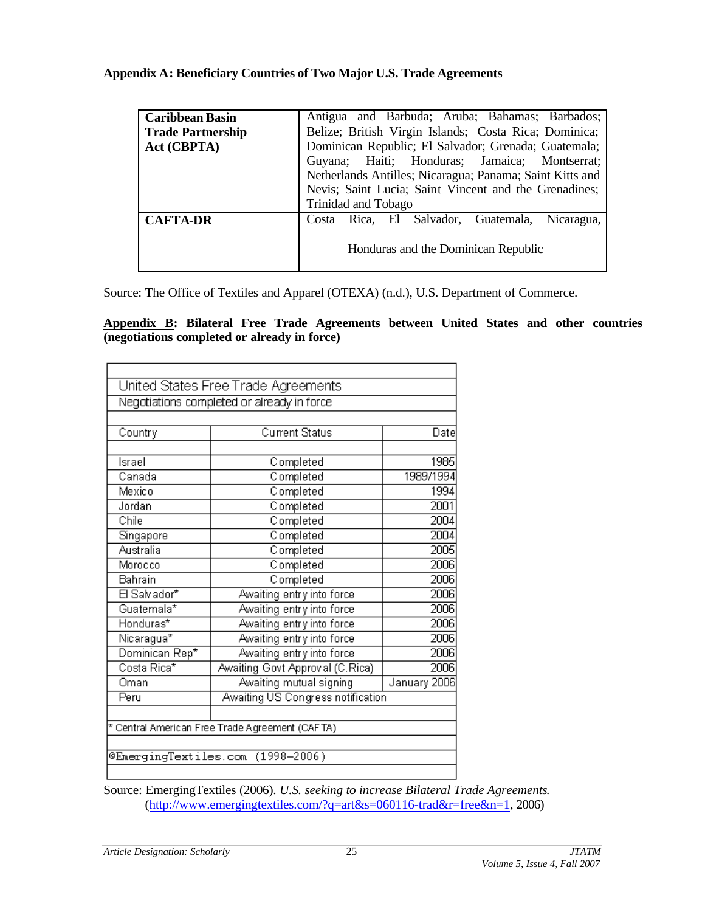**Appendix A: Beneficiary Countries of Two Major U.S. Trade Agreements**

| | |
|---|---|
| **Caribbean Basin Trade Partnership Act (CBPTA)** | Antigua and Barbuda; Aruba; Bahamas; Barbados; Belize; British Virgin Islands; Costa Rica; Dominica; Dominican Republic; El Salvador; Grenada; Guatemala; Guyana; Haiti; Honduras; Jamaica; Montserrat; Netherlands Antilles; Nicaragua; Panama; Saint Kitts and Nevis; Saint Lucia; Saint Vincent and the Grenadines; Trinidad and Tobago |
| **CAFTA-DR** | Costa Rica, El Salvador, Guatemala, Nicaragua, Honduras and the Dominican Republic |

Source: The Office of Textiles and Apparel (OTEXA) (n.d.), U.S. Department of Commerce.

**Appendix B: Bilateral Free Trade Agreements between United States and other countries (negotiations completed or already in force)**

United States Free Trade Agreements
Negotiations completed or already in force

| Country | Current Status | Date |
|---|---|---|
| Israel | Completed | 1985 |
| Canada | Completed | 1989/1994 |
| Mexico | Completed | 1994 |
| Jordan | Completed | 2001 |
| Chile | Completed | 2004 |
| Singapore | Completed | 2004 |
| Australia | Completed | 2005 |
| Morocco | Completed | 2006 |
| Bahrain | Completed | 2006 |
| El Salvador* | Awaiting entry into force | 2006 |
| Guatemala* | Awaiting entry into force | 2006 |
| Honduras* | Awaiting entry into force | 2006 |
| Nicaragua* | Awaiting entry into force | 2006 |
| Dominican Rep* | Awaiting entry into force | 2006 |
| Costa Rica* | Awaiting Govt Approval (C.Rica) | 2006 |
| Oman | Awaiting mutual signing | January 2006 |
| Peru | Awaiting US Congress notification | |

* Central American Free Trade Agreement (CAFTA)

©EmergingTextiles.com (1998–2006)

Source: EmergingTextiles (2006). *U.S. seeking to increase Bilateral Trade Agreements.* (http://www.emergingtextiles.com/?q=art&s=060116-trad&r=free&n=1, 2006)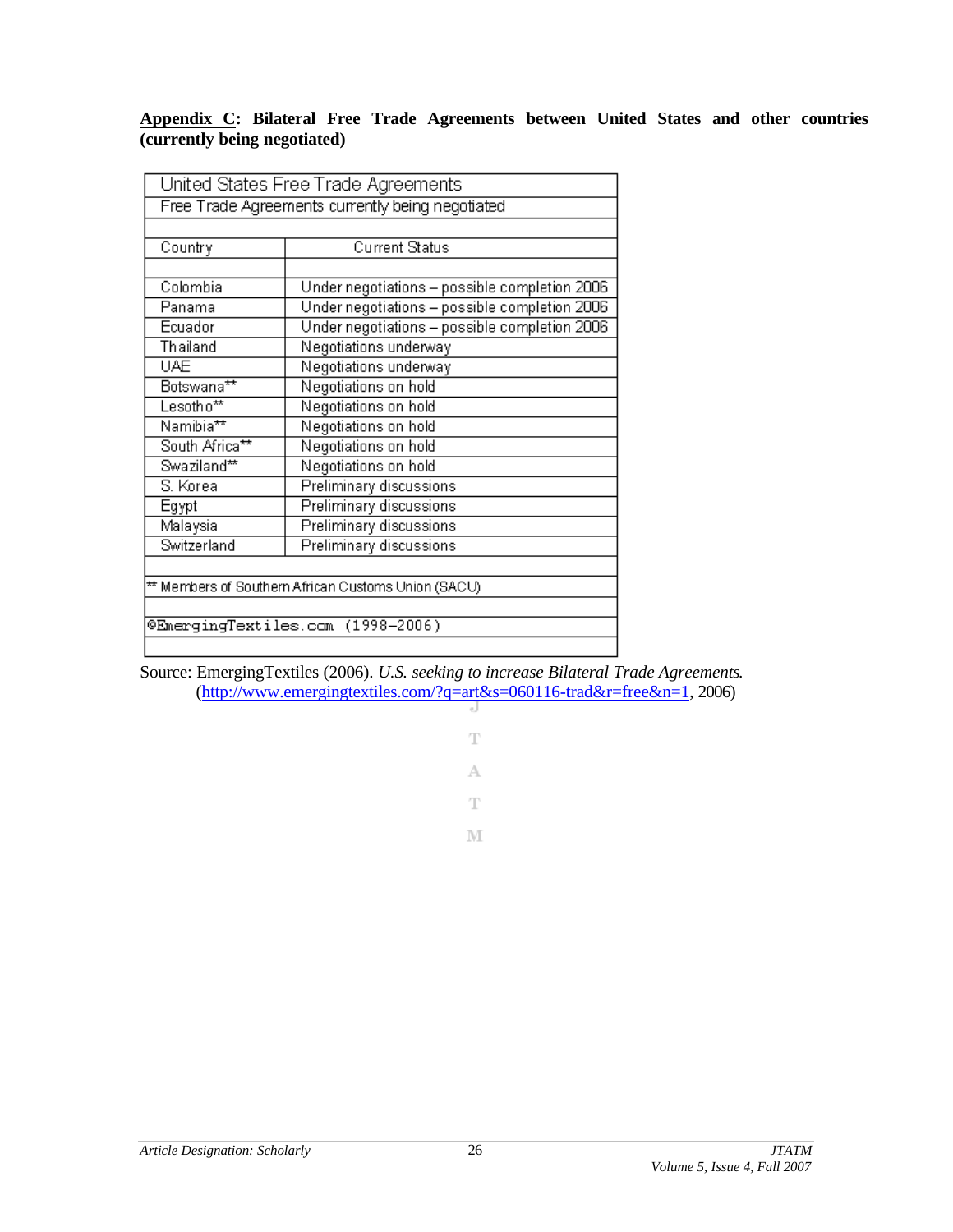**<u>Appendix C</u>: Bilateral Free Trade Agreements between United States and other countries (currently being negotiated)**

| United States Free Trade Agreements | |
|---|---|
| Free Trade Agreements currently being negotiated | |
| | |
| Country | Current Status |
| | |
| Colombia | Under negotiations – possible completion 2006 |
| Panama | Under negotiations – possible completion 2006 |
| Ecuador | Under negotiations – possible completion 2006 |
| Thailand | Negotiations underway |
| UAE | Negotiations underway |
| Botswana** | Negotiations on hold |
| Lesotho** | Negotiations on hold |
| Namibia** | Negotiations on hold |
| South Africa** | Negotiations on hold |
| Swaziland** | Negotiations on hold |
| S. Korea | Preliminary discussions |
| Egypt | Preliminary discussions |
| Malaysia | Preliminary discussions |
| Switzerland | Preliminary discussions |
| | |
| ** Members of Southern African Customs Union (SACU) | |
| | |
| ©EmergingTextiles.com (1998–2006) | |

Source: EmergingTextiles (2006). *U.S. seeking to increase Bilateral Trade Agreements.* (http://www.emergingtextiles.com/?q=art&s=060116-trad&r=free&n=1, 2006)